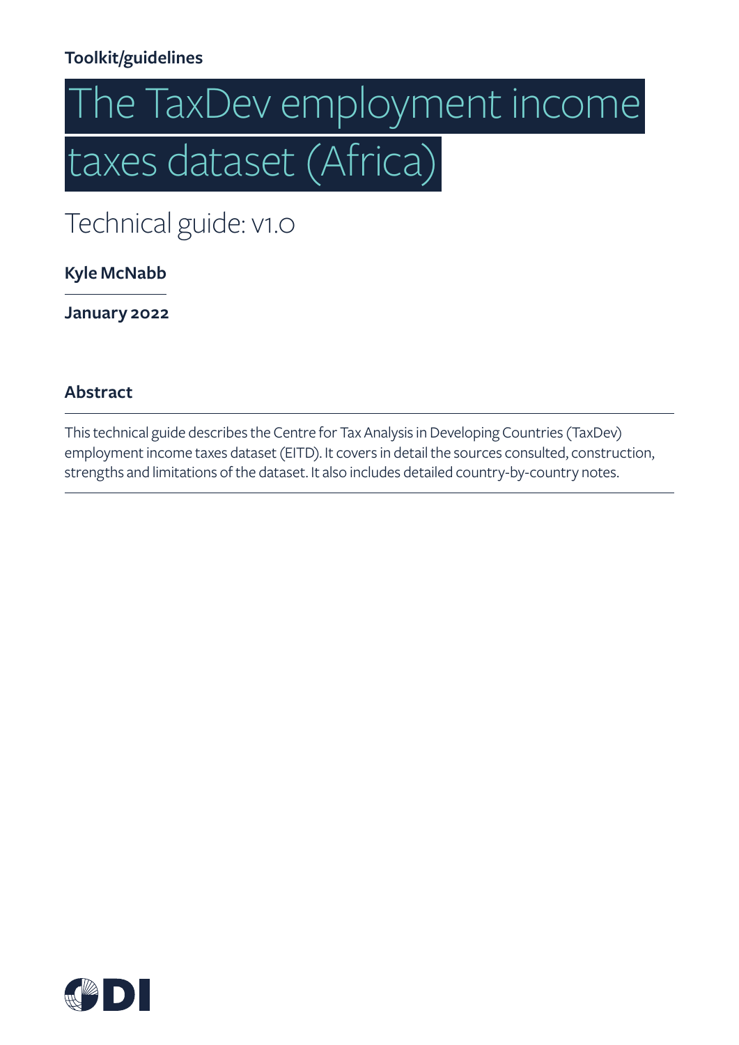**Toolkit/guidelines**

# The TaxDev employment income taxes dataset (Africa)

## Technical guide: v1.0

**Kyle McNabb**

**January 2022**

### Abstract

This technical guide describes the Centre for Tax Analysis in Developing Countries (TaxDev) employment income taxes dataset (EITD). It covers in detail the sources consulted, construction, strengths and limitations of the dataset. It also includes detailed country-by-country notes.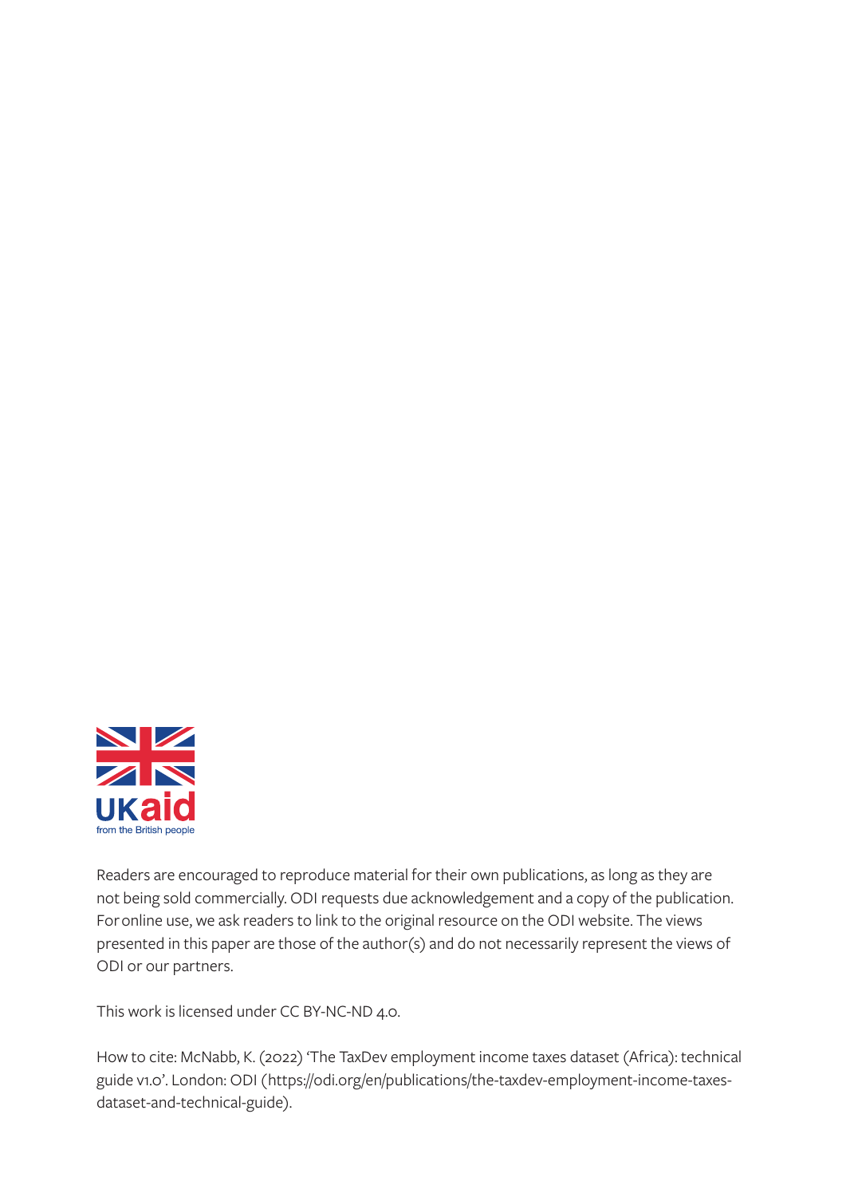Readers are encouraged to reproduce material for their own publications, as long as they are not being sold commercially. ODI requests due acknowledgement and a copy of the publication. For online use, we ask readers to link to the original resource on the ODI website. The views presented in this paper are those of the author(s) and do not necessarily represent the views of ODI or our partners.

This work is licensed under CC BY-NC-ND 4.0.

How to cite: McNabb, K. (2022) 'The TaxDev employment income taxes dataset (Africa): technical guide v1.0'. London: ODI (https://odi.org/en/publications/the-taxdev-employment-income-taxes-dataset-and-technical-guide).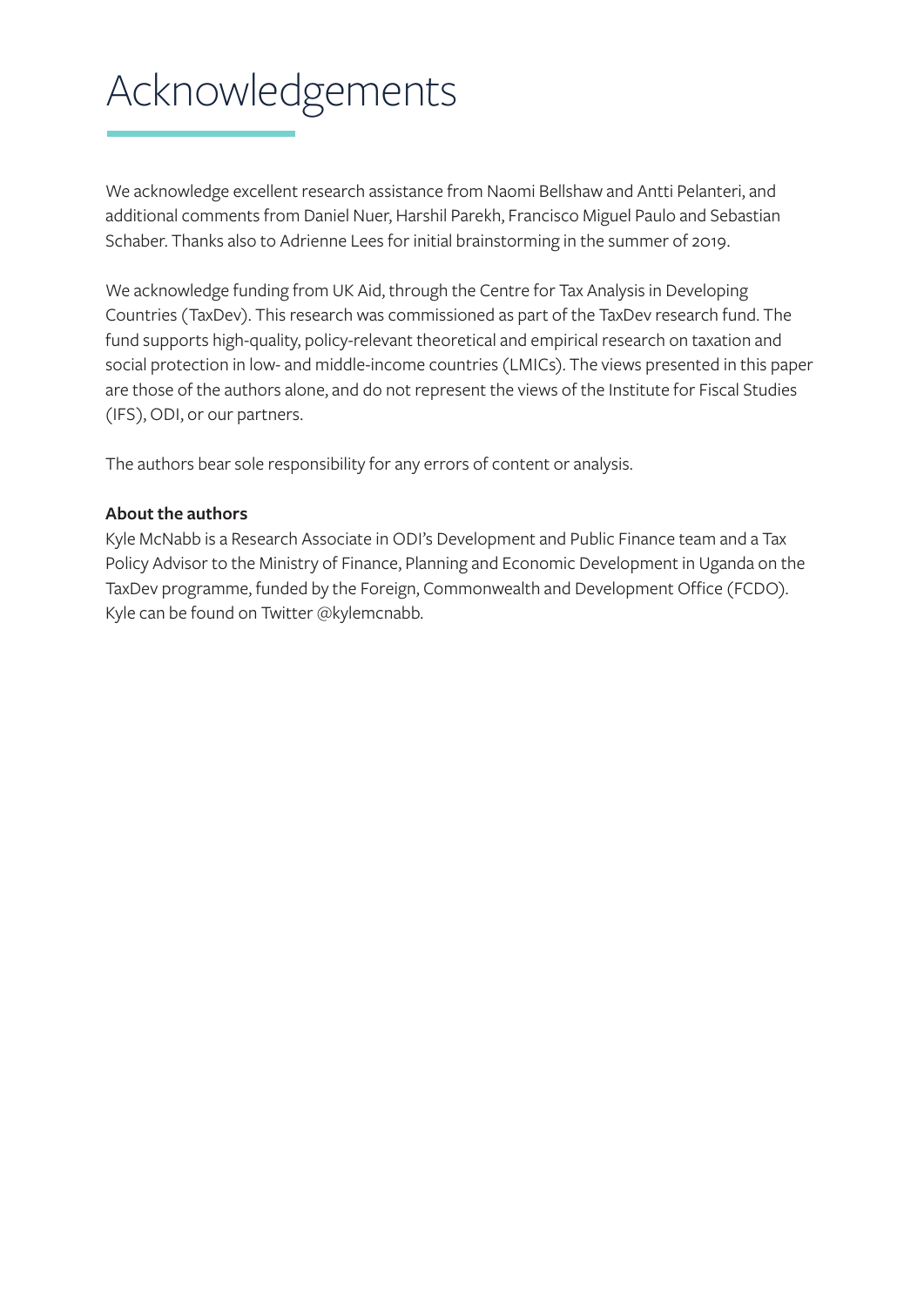# Acknowledgements

We acknowledge excellent research assistance from Naomi Bellshaw and Antti Pelanteri, and additional comments from Daniel Nuer, Harshil Parekh, Francisco Miguel Paulo and Sebastian Schaber. Thanks also to Adrienne Lees for initial brainstorming in the summer of 2019.

We acknowledge funding from UK Aid, through the Centre for Tax Analysis in Developing Countries (TaxDev). This research was commissioned as part of the TaxDev research fund. The fund supports high-quality, policy-relevant theoretical and empirical research on taxation and social protection in low- and middle-income countries (LMICs). The views presented in this paper are those of the authors alone, and do not represent the views of the Institute for Fiscal Studies (IFS), ODI, or our partners.

The authors bear sole responsibility for any errors of content or analysis.

**About the authors**

Kyle McNabb is a Research Associate in ODI's Development and Public Finance team and a Tax Policy Advisor to the Ministry of Finance, Planning and Economic Development in Uganda on the TaxDev programme, funded by the Foreign, Commonwealth and Development Office (FCDO). Kyle can be found on Twitter @kylemcnabb.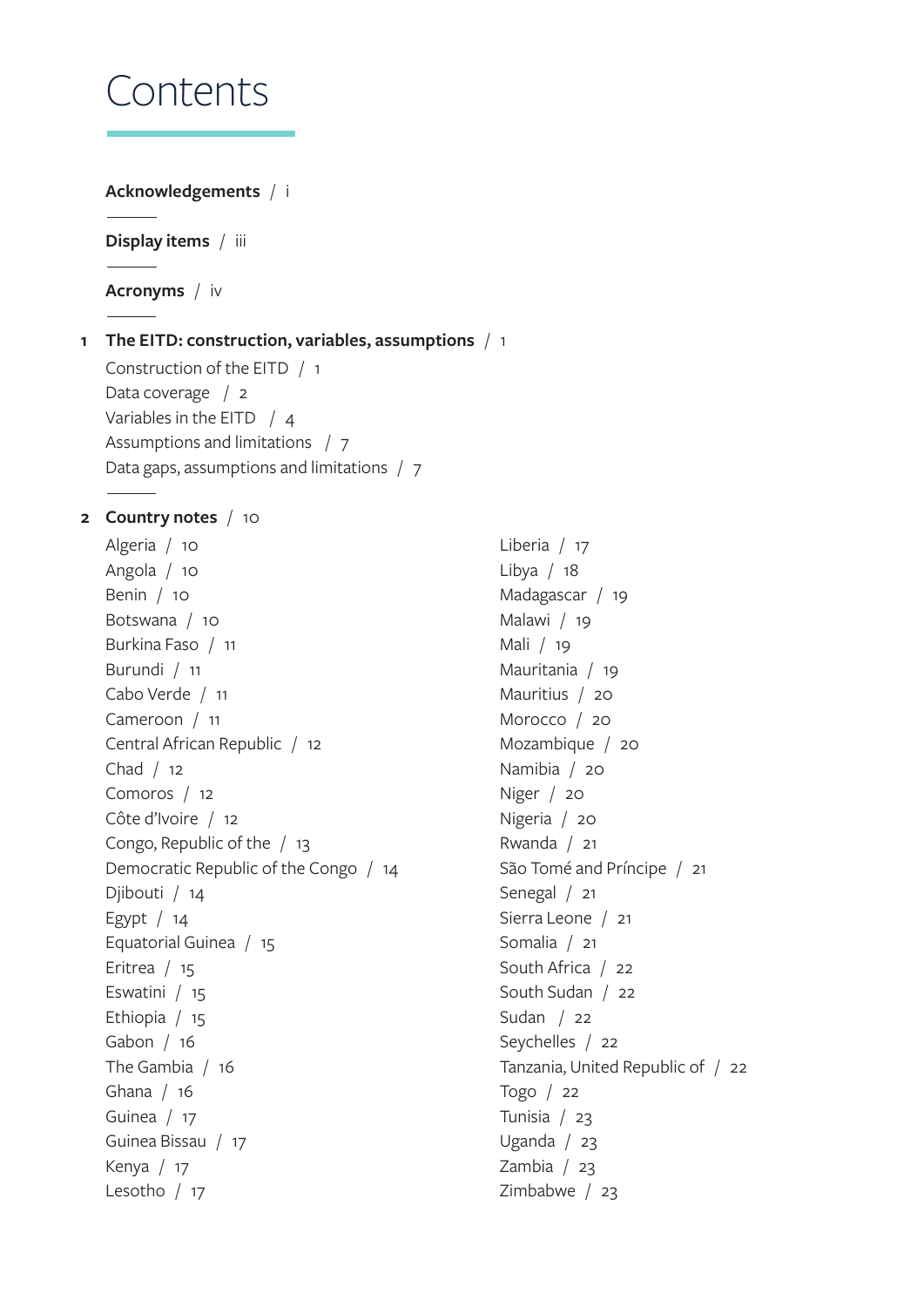# Contents

**Acknowledgements** / i

**Display items** / iii

**Acronyms** / iv

**1 The EITD: construction, variables, assumptions** / 1

Construction of the EITD / 1
Data coverage / 2
Variables in the EITD / 4
Assumptions and limitations / 7
Data gaps, assumptions and limitations / 7

**2 Country notes** / 10

Algeria / 10
Angola / 10
Benin / 10
Botswana / 10
Burkina Faso / 11
Burundi / 11
Cabo Verde / 11
Cameroon / 11
Central African Republic / 12
Chad / 12
Comoros / 12
Côte d'Ivoire / 12
Congo, Republic of the / 13
Democratic Republic of the Congo / 14
Djibouti / 14
Egypt / 14
Equatorial Guinea / 15
Eritrea / 15
Eswatini / 15
Ethiopia / 15
Gabon / 16
The Gambia / 16
Ghana / 16
Guinea / 17
Guinea Bissau / 17
Kenya / 17
Lesotho / 17
Liberia / 17
Libya / 18
Madagascar / 19
Malawi / 19
Mali / 19
Mauritania / 19
Mauritius / 20
Morocco / 20
Mozambique / 20
Namibia / 20
Niger / 20
Nigeria / 20
Rwanda / 21
São Tomé and Príncipe / 21
Senegal / 21
Sierra Leone / 21
Somalia / 21
South Africa / 22
South Sudan / 22
Sudan / 22
Seychelles / 22
Tanzania, United Republic of / 22
Togo / 22
Tunisia / 23
Uganda / 23
Zambia / 23
Zimbabwe / 23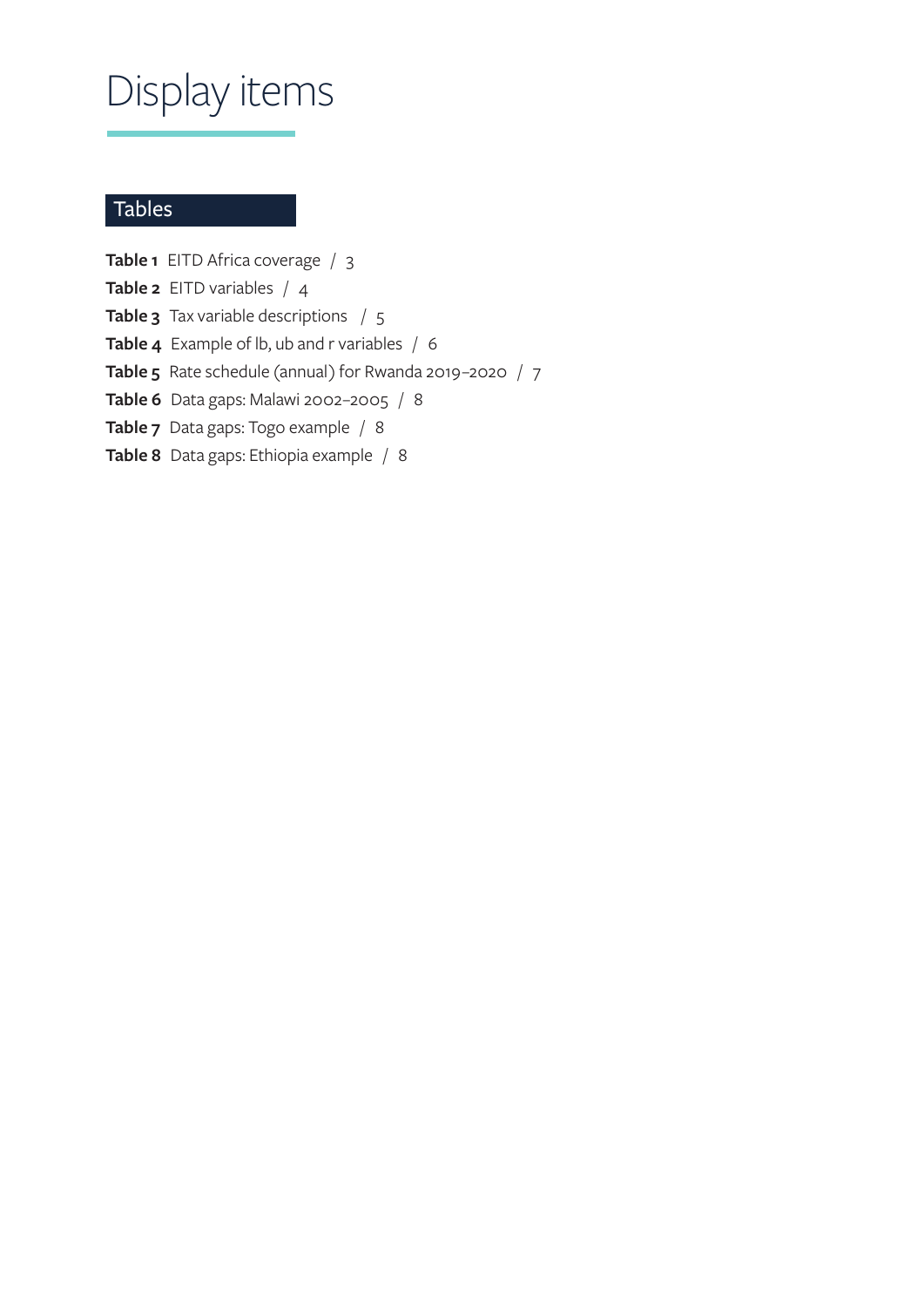# Display items

## Tables

**Table 1** EITD Africa coverage / 3

**Table 2** EITD variables / 4

**Table 3** Tax variable descriptions / 5

**Table 4** Example of lb, ub and r variables / 6

**Table 5** Rate schedule (annual) for Rwanda 2019–2020 / 7

**Table 6** Data gaps: Malawi 2002–2005 / 8

**Table 7** Data gaps: Togo example / 8

**Table 8** Data gaps: Ethiopia example / 8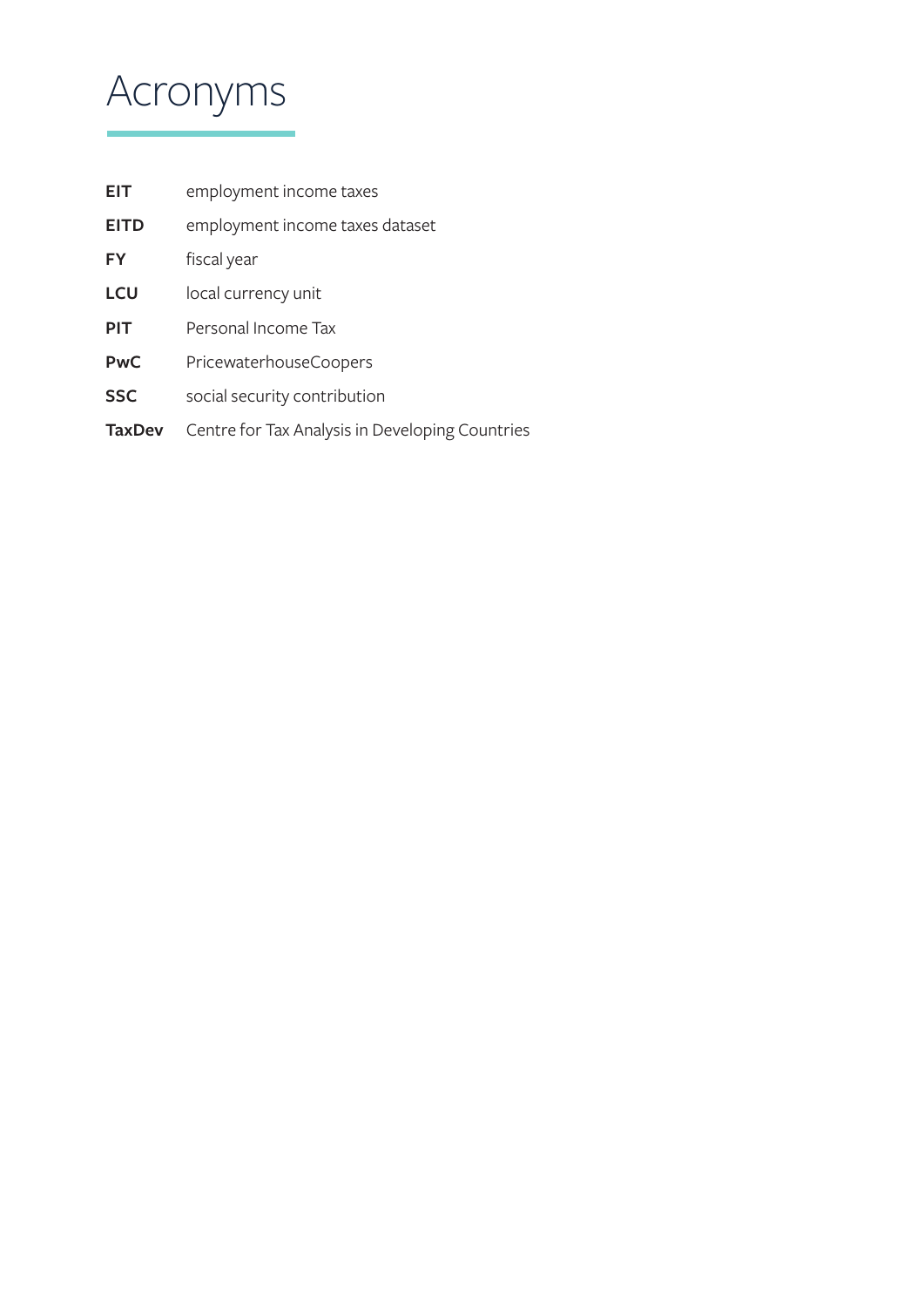# Acronyms

| | |
|---|---|
| **EIT** | employment income taxes |
| **EITD** | employment income taxes dataset |
| **FY** | fiscal year |
| **LCU** | local currency unit |
| **PIT** | Personal Income Tax |
| **PwC** | PricewaterhouseCoopers |
| **SSC** | social security contribution |
| **TaxDev** | Centre for Tax Analysis in Developing Countries |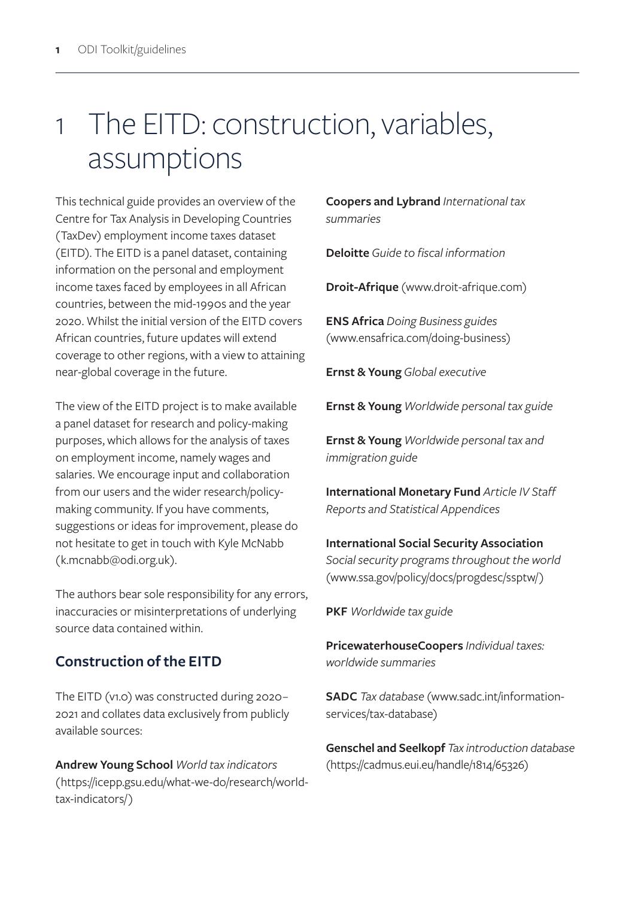# 1 The EITD: construction, variables, assumptions

This technical guide provides an overview of the Centre for Tax Analysis in Developing Countries (TaxDev) employment income taxes dataset (EITD). The EITD is a panel dataset, containing information on the personal and employment income taxes faced by employees in all African countries, between the mid-1990s and the year 2020. Whilst the initial version of the EITD covers African countries, future updates will extend coverage to other regions, with a view to attaining near-global coverage in the future.

The view of the EITD project is to make available a panel dataset for research and policy-making purposes, which allows for the analysis of taxes on employment income, namely wages and salaries. We encourage input and collaboration from our users and the wider research/policy-making community. If you have comments, suggestions or ideas for improvement, please do not hesitate to get in touch with Kyle McNabb (k.mcnabb@odi.org.uk).

The authors bear sole responsibility for any errors, inaccuracies or misinterpretations of underlying source data contained within.

## Construction of the EITD

The EITD (v1.0) was constructed during 2020–2021 and collates data exclusively from publicly available sources:

**Andrew Young School** *World tax indicators* (https://icepp.gsu.edu/what-we-do/research/world-tax-indicators/)

**Coopers and Lybrand** *International tax summaries*

**Deloitte** *Guide to fiscal information*

**Droit-Afrique** (www.droit-afrique.com)

**ENS Africa** *Doing Business guides* (www.ensafrica.com/doing-business)

**Ernst & Young** *Global executive*

**Ernst & Young** *Worldwide personal tax guide*

**Ernst & Young** *Worldwide personal tax and immigration guide*

**International Monetary Fund** *Article IV Staff Reports and Statistical Appendices*

**International Social Security Association** *Social security programs throughout the world* (www.ssa.gov/policy/docs/progdesc/ssptw/)

**PKF** *Worldwide tax guide*

**PricewaterhouseCoopers** *Individual taxes: worldwide summaries*

**SADC** *Tax database* (www.sadc.int/information-services/tax-database)

**Genschel and Seelkopf** *Tax introduction database* (https://cadmus.eui.eu/handle/1814/65326)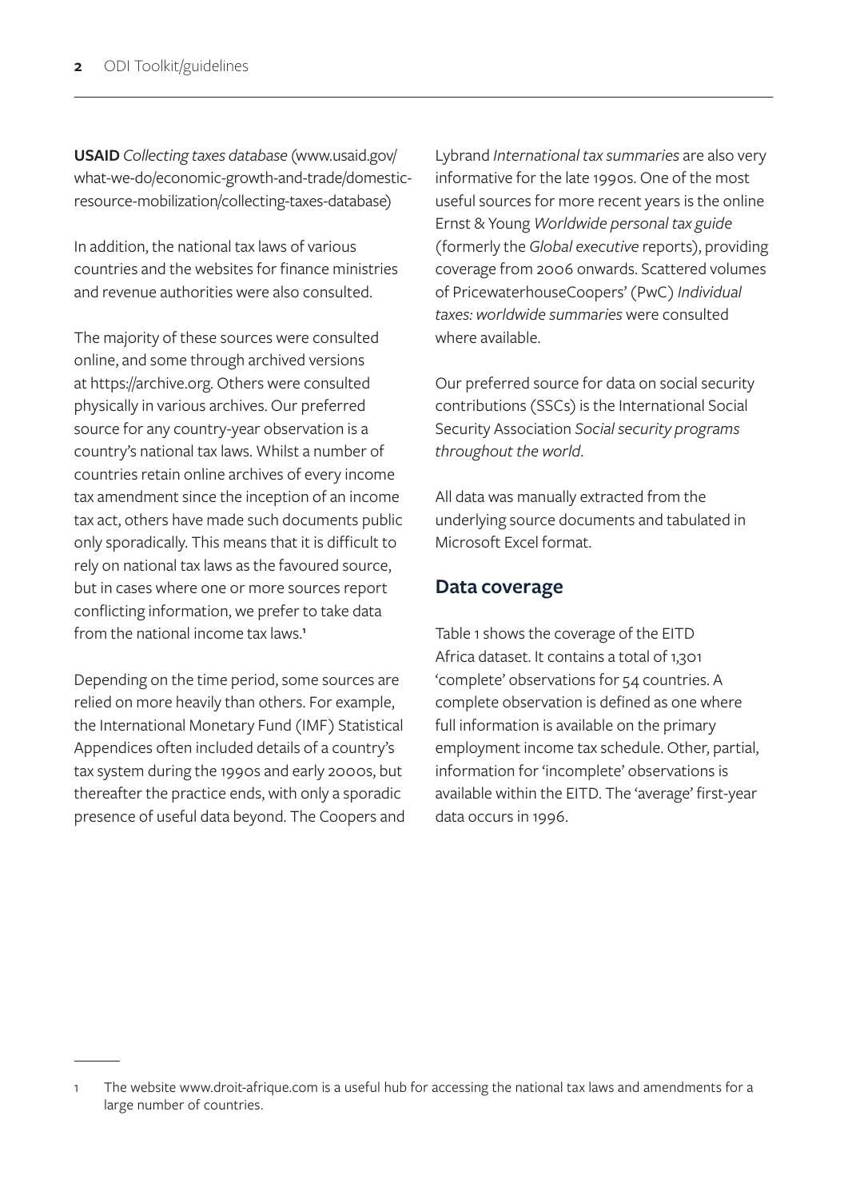**USAID** *Collecting taxes database* (www.usaid.gov/what-we-do/economic-growth-and-trade/domestic-resource-mobilization/collecting-taxes-database)

In addition, the national tax laws of various countries and the websites for finance ministries and revenue authorities were also consulted.

The majority of these sources were consulted online, and some through archived versions at https://archive.org. Others were consulted physically in various archives. Our preferred source for any country-year observation is a country's national tax laws. Whilst a number of countries retain online archives of every income tax amendment since the inception of an income tax act, others have made such documents public only sporadically. This means that it is difficult to rely on national tax laws as the favoured source, but in cases where one or more sources report conflicting information, we prefer to take data from the national income tax laws.[1]

Depending on the time period, some sources are relied on more heavily than others. For example, the International Monetary Fund (IMF) Statistical Appendices often included details of a country's tax system during the 1990s and early 2000s, but thereafter the practice ends, with only a sporadic presence of useful data beyond. The Coopers and Lybrand *International tax summaries* are also very informative for the late 1990s. One of the most useful sources for more recent years is the online Ernst & Young *Worldwide personal tax guide* (formerly the *Global executive* reports), providing coverage from 2006 onwards. Scattered volumes of PricewaterhouseCoopers' (PwC) *Individual taxes: worldwide summaries* were consulted where available.

Our preferred source for data on social security contributions (SSCs) is the International Social Security Association *Social security programs throughout the world*.

All data was manually extracted from the underlying source documents and tabulated in Microsoft Excel format.

## Data coverage

Table 1 shows the coverage of the EITD Africa dataset. It contains a total of 1,301 'complete' observations for 54 countries. A complete observation is defined as one where full information is available on the primary employment income tax schedule. Other, partial, information for 'incomplete' observations is available within the EITD. The 'average' first-year data occurs in 1996.

---

1 The website www.droit-afrique.com is a useful hub for accessing the national tax laws and amendments for a large number of countries.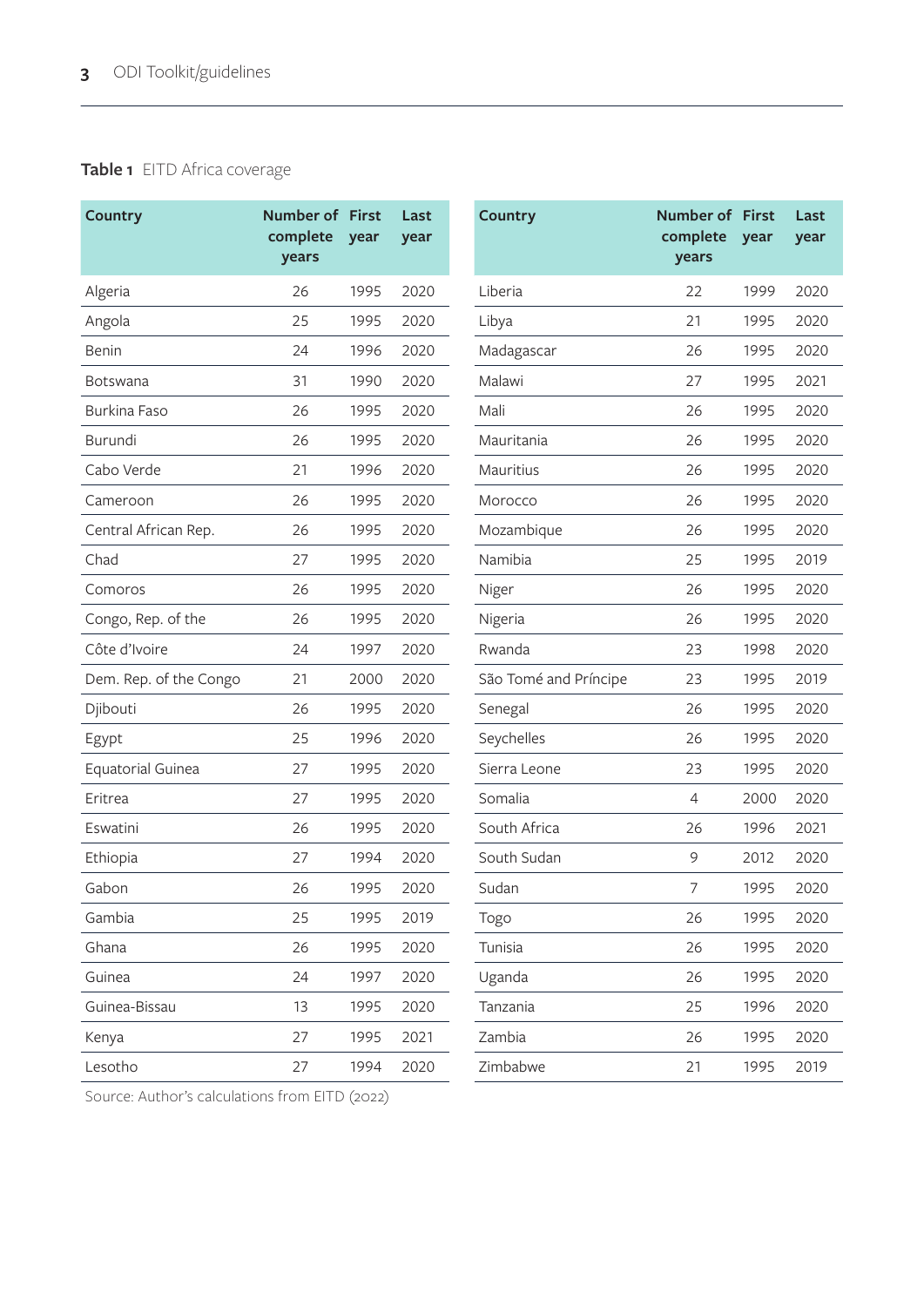**Table 1** EITD Africa coverage

| Country | Number of complete years | First year | Last year |
|---|---|---|---|
| Algeria | 26 | 1995 | 2020 |
| Angola | 25 | 1995 | 2020 |
| Benin | 24 | 1996 | 2020 |
| Botswana | 31 | 1990 | 2020 |
| Burkina Faso | 26 | 1995 | 2020 |
| Burundi | 26 | 1995 | 2020 |
| Cabo Verde | 21 | 1996 | 2020 |
| Cameroon | 26 | 1995 | 2020 |
| Central African Rep. | 26 | 1995 | 2020 |
| Chad | 27 | 1995 | 2020 |
| Comoros | 26 | 1995 | 2020 |
| Congo, Rep. of the | 26 | 1995 | 2020 |
| Côte d'Ivoire | 24 | 1997 | 2020 |
| Dem. Rep. of the Congo | 21 | 2000 | 2020 |
| Djibouti | 26 | 1995 | 2020 |
| Egypt | 25 | 1996 | 2020 |
| Equatorial Guinea | 27 | 1995 | 2020 |
| Eritrea | 27 | 1995 | 2020 |
| Eswatini | 26 | 1995 | 2020 |
| Ethiopia | 27 | 1994 | 2020 |
| Gabon | 26 | 1995 | 2020 |
| Gambia | 25 | 1995 | 2019 |
| Ghana | 26 | 1995 | 2020 |
| Guinea | 24 | 1997 | 2020 |
| Guinea-Bissau | 13 | 1995 | 2020 |
| Kenya | 27 | 1995 | 2021 |
| Lesotho | 27 | 1994 | 2020 |
| Liberia | 22 | 1999 | 2020 |
| Libya | 21 | 1995 | 2020 |
| Madagascar | 26 | 1995 | 2020 |
| Malawi | 27 | 1995 | 2021 |
| Mali | 26 | 1995 | 2020 |
| Mauritania | 26 | 1995 | 2020 |
| Mauritius | 26 | 1995 | 2020 |
| Morocco | 26 | 1995 | 2020 |
| Mozambique | 26 | 1995 | 2020 |
| Namibia | 25 | 1995 | 2019 |
| Niger | 26 | 1995 | 2020 |
| Nigeria | 26 | 1995 | 2020 |
| Rwanda | 23 | 1998 | 2020 |
| São Tomé and Príncipe | 23 | 1995 | 2019 |
| Senegal | 26 | 1995 | 2020 |
| Seychelles | 26 | 1995 | 2020 |
| Sierra Leone | 23 | 1995 | 2020 |
| Somalia | 4 | 2000 | 2020 |
| South Africa | 26 | 1996 | 2021 |
| South Sudan | 9 | 2012 | 2020 |
| Sudan | 7 | 1995 | 2020 |
| Togo | 26 | 1995 | 2020 |
| Tunisia | 26 | 1995 | 2020 |
| Uganda | 26 | 1995 | 2020 |
| Tanzania | 25 | 1996 | 2020 |
| Zambia | 26 | 1995 | 2020 |
| Zimbabwe | 21 | 1995 | 2019 |

Source: Author's calculations from EITD (2022)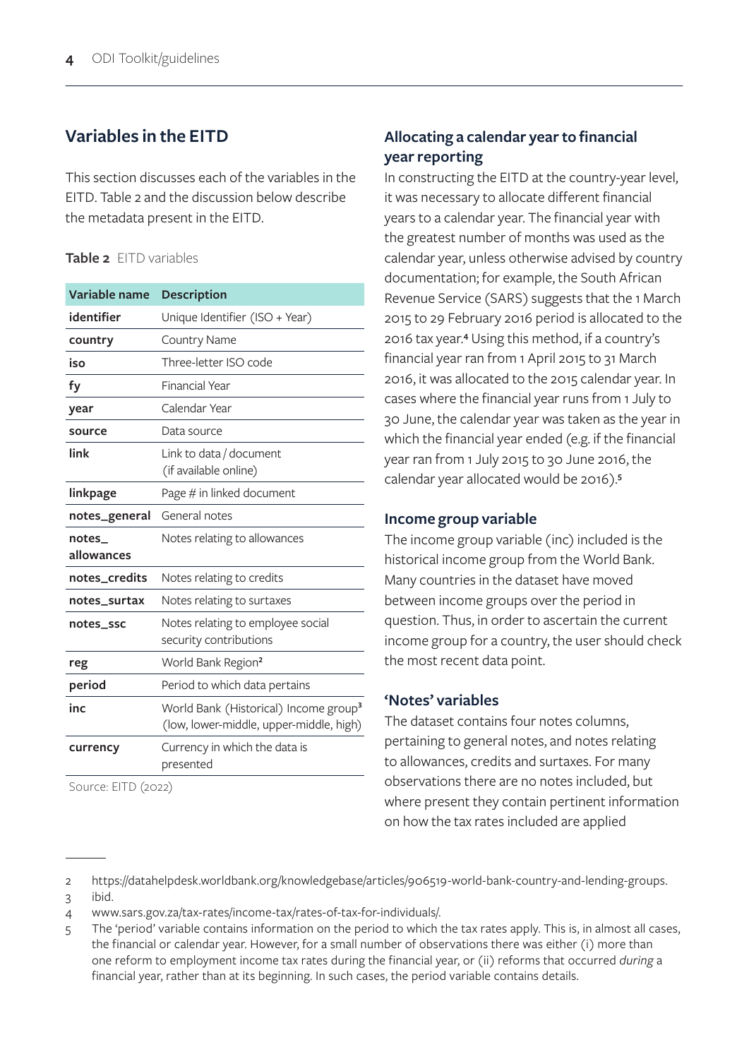## Variables in the EITD

This section discusses each of the variables in the EITD. Table 2 and the discussion below describe the metadata present in the EITD.

**Table 2** EITD variables

| Variable name | Description |
|---|---|
| **identifier** | Unique Identifier (ISO + Year) |
| **country** | Country Name |
| **iso** | Three-letter ISO code |
| **fy** | Financial Year |
| **year** | Calendar Year |
| **source** | Data source |
| **link** | Link to data / document (if available online) |
| **linkpage** | Page # in linked document |
| **notes_general** | General notes |
| **notes_allowances** | Notes relating to allowances |
| **notes_credits** | Notes relating to credits |
| **notes_surtax** | Notes relating to surtaxes |
| **notes_ssc** | Notes relating to employee social security contributions |
| **reg** | World Bank Region[2] |
| **period** | Period to which data pertains |
| **inc** | World Bank (Historical) Income group[3] (low, lower-middle, upper-middle, high) |
| **currency** | Currency in which the data is presented |

Source: EITD (2022)

### Allocating a calendar year to financial year reporting

In constructing the EITD at the country-year level, it was necessary to allocate different financial years to a calendar year. The financial year with the greatest number of months was used as the calendar year, unless otherwise advised by country documentation; for example, the South African Revenue Service (SARS) suggests that the 1 March 2015 to 29 February 2016 period is allocated to the 2016 tax year.[4] Using this method, if a country's financial year ran from 1 April 2015 to 31 March 2016, it was allocated to the 2015 calendar year. In cases where the financial year runs from 1 July to 30 June, the calendar year was taken as the year in which the financial year ended (e.g. if the financial year ran from 1 July 2015 to 30 June 2016, the calendar year allocated would be 2016).[5]

### Income group variable

The income group variable (inc) included is the historical income group from the World Bank. Many countries in the dataset have moved between income groups over the period in question. Thus, in order to ascertain the current income group for a country, the user should check the most recent data point.

### 'Notes' variables

The dataset contains four notes columns, pertaining to general notes, and notes relating to allowances, credits and surtaxes. For many observations there are no notes included, but where present they contain pertinent information on how the tax rates included are applied

---

2 https://datahelpdesk.worldbank.org/knowledgebase/articles/906519-world-bank-country-and-lending-groups.

3 ibid.

4 www.sars.gov.za/tax-rates/income-tax/rates-of-tax-for-individuals/.

5 The 'period' variable contains information on the period to which the tax rates apply. This is, in almost all cases, the financial or calendar year. However, for a small number of observations there was either (i) more than one reform to employment income tax rates during the financial year, or (ii) reforms that occurred *during* a financial year, rather than at its beginning. In such cases, the period variable contains details.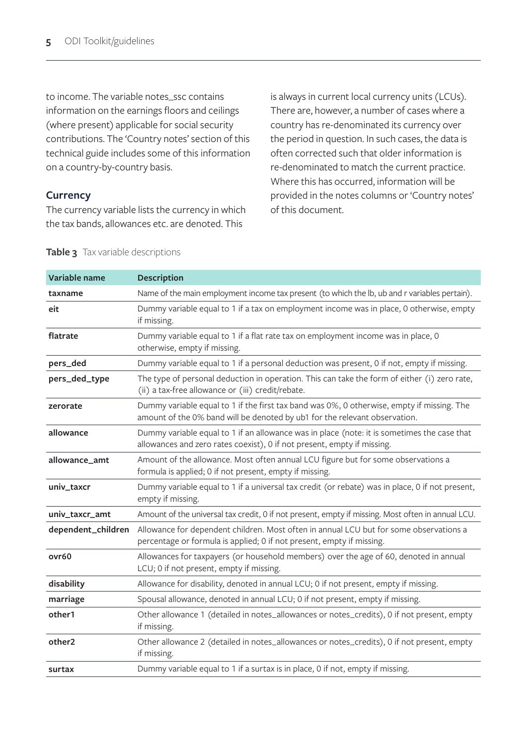to income. The variable notes_ssc contains information on the earnings floors and ceilings (where present) applicable for social security contributions. The 'Country notes' section of this technical guide includes some of this information on a country-by-country basis.

### Currency

The currency variable lists the currency in which the tax bands, allowances etc. are denoted. This is always in current local currency units (LCUs). There are, however, a number of cases where a country has re-denominated its currency over the period in question. In such cases, the data is often corrected such that older information is re-denominated to match the current practice. Where this has occurred, information will be provided in the notes columns or 'Country notes' of this document.

**Table 3** Tax variable descriptions

| Variable name | Description |
|---|---|
| **taxname** | Name of the main employment income tax present (to which the lb, ub and r variables pertain). |
| **eit** | Dummy variable equal to 1 if a tax on employment income was in place, 0 otherwise, empty if missing. |
| **flatrate** | Dummy variable equal to 1 if a flat rate tax on employment income was in place, 0 otherwise, empty if missing. |
| **pers_ded** | Dummy variable equal to 1 if a personal deduction was present, 0 if not, empty if missing. |
| **pers_ded_type** | The type of personal deduction in operation. This can take the form of either (i) zero rate, (ii) a tax-free allowance or (iii) credit/rebate. |
| **zerorate** | Dummy variable equal to 1 if the first tax band was 0%, 0 otherwise, empty if missing. The amount of the 0% band will be denoted by ub1 for the relevant observation. |
| **allowance** | Dummy variable equal to 1 if an allowance was in place (note: it is sometimes the case that allowances and zero rates coexist), 0 if not present, empty if missing. |
| **allowance_amt** | Amount of the allowance. Most often annual LCU figure but for some observations a formula is applied; 0 if not present, empty if missing. |
| **univ_taxcr** | Dummy variable equal to 1 if a universal tax credit (or rebate) was in place, 0 if not present, empty if missing. |
| **univ_taxcr_amt** | Amount of the universal tax credit, 0 if not present, empty if missing. Most often in annual LCU. |
| **dependent_children** | Allowance for dependent children. Most often in annual LCU but for some observations a percentage or formula is applied; 0 if not present, empty if missing. |
| **ovr60** | Allowances for taxpayers (or household members) over the age of 60, denoted in annual LCU; 0 if not present, empty if missing. |
| **disability** | Allowance for disability, denoted in annual LCU; 0 if not present, empty if missing. |
| **marriage** | Spousal allowance, denoted in annual LCU; 0 if not present, empty if missing. |
| **other1** | Other allowance 1 (detailed in notes_allowances or notes_credits), 0 if not present, empty if missing. |
| **other2** | Other allowance 2 (detailed in notes_allowances or notes_credits), 0 if not present, empty if missing. |
| **surtax** | Dummy variable equal to 1 if a surtax is in place, 0 if not, empty if missing. |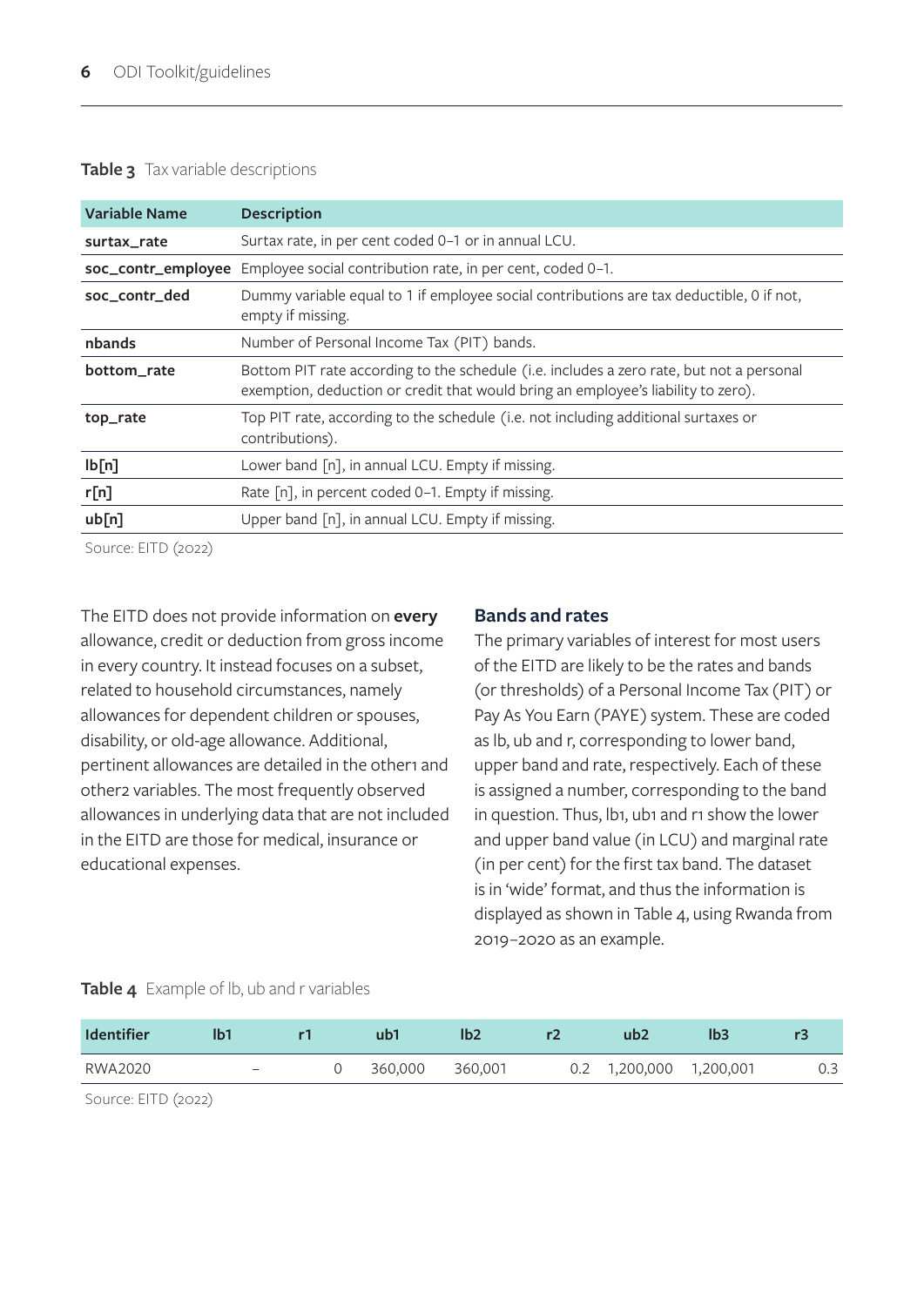**Table 3** Tax variable descriptions

| Variable Name | Description |
|---|---|
| **surtax_rate** | Surtax rate, in per cent coded 0–1 or in annual LCU. |
| **soc_contr_employee** | Employee social contribution rate, in per cent, coded 0–1. |
| **soc_contr_ded** | Dummy variable equal to 1 if employee social contributions are tax deductible, 0 if not, empty if missing. |
| **nbands** | Number of Personal Income Tax (PIT) bands. |
| **bottom_rate** | Bottom PIT rate according to the schedule (i.e. includes a zero rate, but not a personal exemption, deduction or credit that would bring an employee's liability to zero). |
| **top_rate** | Top PIT rate, according to the schedule (i.e. not including additional surtaxes or contributions). |
| **lb[n]** | Lower band [n], in annual LCU. Empty if missing. |
| **r[n]** | Rate [n], in percent coded 0–1. Empty if missing. |
| **ub[n]** | Upper band [n], in annual LCU. Empty if missing. |

Source: EITD (2022)

The EITD does not provide information on **every** allowance, credit or deduction from gross income in every country. It instead focuses on a subset, related to household circumstances, namely allowances for dependent children or spouses, disability, or old-age allowance. Additional, pertinent allowances are detailed in the other1 and other2 variables. The most frequently observed allowances in underlying data that are not included in the EITD are those for medical, insurance or educational expenses.

## Bands and rates

The primary variables of interest for most users of the EITD are likely to be the rates and bands (or thresholds) of a Personal Income Tax (PIT) or Pay As You Earn (PAYE) system. These are coded as lb, ub and r, corresponding to lower band, upper band and rate, respectively. Each of these is assigned a number, corresponding to the band in question. Thus, lb1, ub1 and r1 show the lower and upper band value (in LCU) and marginal rate (in per cent) for the first tax band. The dataset is in 'wide' format, and thus the information is displayed as shown in Table 4, using Rwanda from 2019–2020 as an example.

**Table 4** Example of lb, ub and r variables

| Identifier | lb1 | r1 | ub1 | lb2 | r2 | ub2 | lb3 | r3 |
|---|---|---|---|---|---|---|---|---|
| RWA2020 | – | 0 | 360,000 | 360,001 | 0.2 | 1,200,000 | 1,200,001 | 0.3 |

Source: EITD (2022)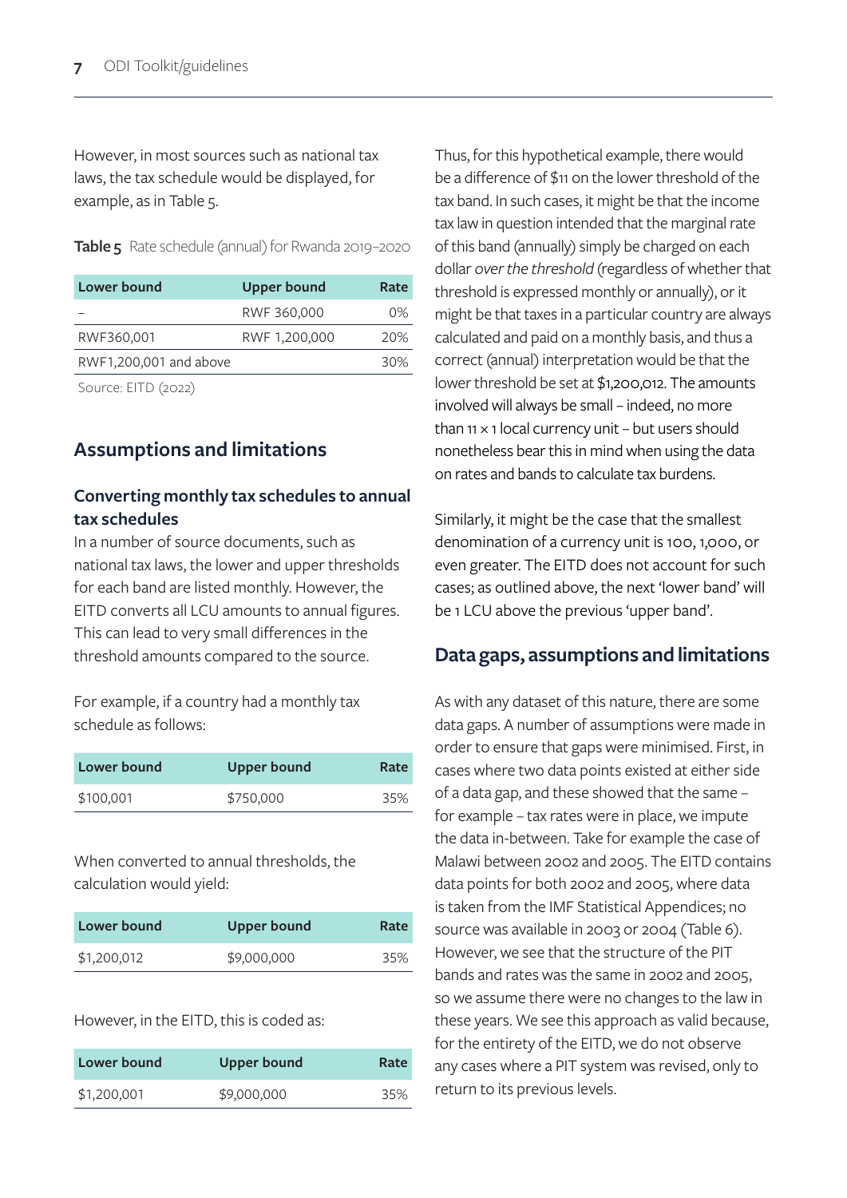However, in most sources such as national tax laws, the tax schedule would be displayed, for example, as in Table 5.

**Table 5** Rate schedule (annual) for Rwanda 2019–2020

| Lower bound | Upper bound | Rate |
|---|---|---|
| – | RWF 360,000 | 0% |
| RWF360,001 | RWF 1,200,000 | 20% |
| RWF1,200,001 and above | | 30% |

Source: EITD (2022)

## Assumptions and limitations

### Converting monthly tax schedules to annual tax schedules

In a number of source documents, such as national tax laws, the lower and upper thresholds for each band are listed monthly. However, the EITD converts all LCU amounts to annual figures. This can lead to very small differences in the threshold amounts compared to the source.

For example, if a country had a monthly tax schedule as follows:

| Lower bound | Upper bound | Rate |
|---|---|---|
| $100,001 | $750,000 | 35% |

When converted to annual thresholds, the calculation would yield:

| Lower bound | Upper bound | Rate |
|---|---|---|
| $1,200,012 | $9,000,000 | 35% |

However, in the EITD, this is coded as:

| Lower bound | Upper bound | Rate |
|---|---|---|
| $1,200,001 | $9,000,000 | 35% |

Thus, for this hypothetical example, there would be a difference of $11 on the lower threshold of the tax band. In such cases, it might be that the income tax law in question intended that the marginal rate of this band (annually) simply be charged on each dollar *over the threshold* (regardless of whether that threshold is expressed monthly or annually), or it might be that taxes in a particular country are always calculated and paid on a monthly basis, and thus a correct (annual) interpretation would be that the lower threshold be set at $1,200,012. The amounts involved will always be small – indeed, no more than 11 × 1 local currency unit – but users should nonetheless bear this in mind when using the data on rates and bands to calculate tax burdens.

Similarly, it might be the case that the smallest denomination of a currency unit is 100, 1,000, or even greater. The EITD does not account for such cases; as outlined above, the next 'lower band' will be 1 LCU above the previous 'upper band'.

## Data gaps, assumptions and limitations

As with any dataset of this nature, there are some data gaps. A number of assumptions were made in order to ensure that gaps were minimised. First, in cases where two data points existed at either side of a data gap, and these showed that the same – for example – tax rates were in place, we impute the data in-between. Take for example the case of Malawi between 2002 and 2005. The EITD contains data points for both 2002 and 2005, where data is taken from the IMF Statistical Appendices; no source was available in 2003 or 2004 (Table 6). However, we see that the structure of the PIT bands and rates was the same in 2002 and 2005, so we assume there were no changes to the law in these years. We see this approach as valid because, for the entirety of the EITD, we do not observe any cases where a PIT system was revised, only to return to its previous levels.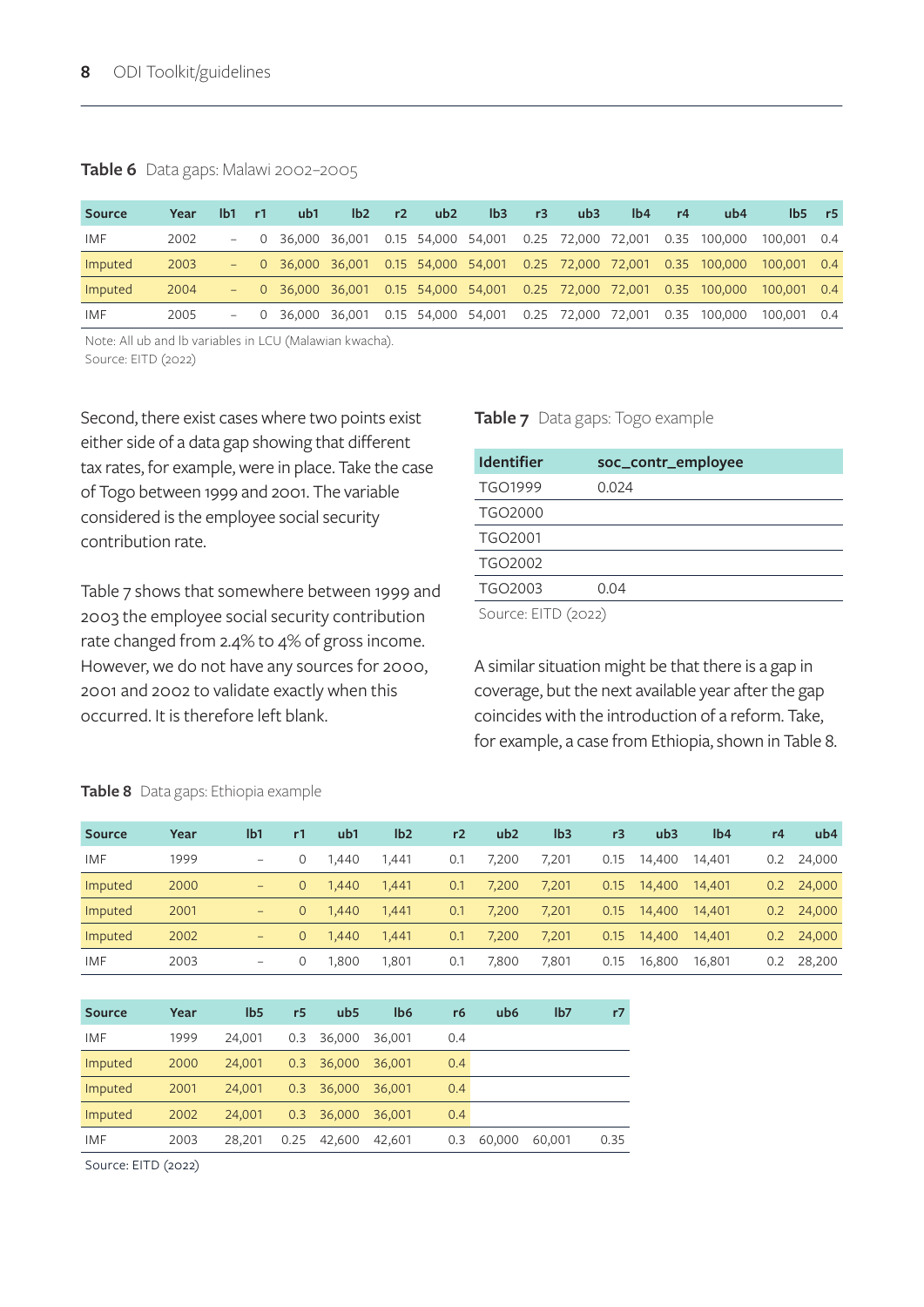**Table 6** Data gaps: Malawi 2002–2005

| Source | Year | lb1 | r1 | ub1 | lb2 | r2 | ub2 | lb3 | r3 | ub3 | lb4 | r4 | ub4 | lb5 | r5 |
|---|---|---|---|---|---|---|---|---|---|---|---|---|---|---|---|
| IMF | 2002 | – | 0 | 36,000 | 36,001 | 0.15 | 54,000 | 54,001 | 0.25 | 72,000 | 72,001 | 0.35 | 100,000 | 100,001 | 0.4 |
| Imputed | 2003 | – | 0 | 36,000 | 36,001 | 0.15 | 54,000 | 54,001 | 0.25 | 72,000 | 72,001 | 0.35 | 100,000 | 100,001 | 0.4 |
| Imputed | 2004 | – | 0 | 36,000 | 36,001 | 0.15 | 54,000 | 54,001 | 0.25 | 72,000 | 72,001 | 0.35 | 100,000 | 100,001 | 0.4 |
| IMF | 2005 | – | 0 | 36,000 | 36,001 | 0.15 | 54,000 | 54,001 | 0.25 | 72,000 | 72,001 | 0.35 | 100,000 | 100,001 | 0.4 |

Note: All ub and lb variables in LCU (Malawian kwacha).
Source: EITD (2022)

Second, there exist cases where two points exist either side of a data gap showing that different tax rates, for example, were in place. Take the case of Togo between 1999 and 2001. The variable considered is the employee social security contribution rate.

Table 7 shows that somewhere between 1999 and 2003 the employee social security contribution rate changed from 2.4% to 4% of gross income. However, we do not have any sources for 2000, 2001 and 2002 to validate exactly when this occurred. It is therefore left blank.

**Table 7** Data gaps: Togo example

| Identifier | soc_contr_employee |
|---|---|
| TGO1999 | 0.024 |
| TGO2000 | |
| TGO2001 | |
| TGO2002 | |
| TGO2003 | 0.04 |

Source: EITD (2022)

A similar situation might be that there is a gap in coverage, but the next available year after the gap coincides with the introduction of a reform. Take, for example, a case from Ethiopia, shown in Table 8.

**Table 8** Data gaps: Ethiopia example

| Source | Year | lb1 | r1 | ub1 | lb2 | r2 | ub2 | lb3 | r3 | ub3 | lb4 | r4 | ub4 |
|---|---|---|---|---|---|---|---|---|---|---|---|---|---|
| IMF | 1999 | – | 0 | 1,440 | 1,441 | 0.1 | 7,200 | 7,201 | 0.15 | 14,400 | 14,401 | 0.2 | 24,000 |
| Imputed | 2000 | – | 0 | 1,440 | 1,441 | 0.1 | 7,200 | 7,201 | 0.15 | 14,400 | 14,401 | 0.2 | 24,000 |
| Imputed | 2001 | – | 0 | 1,440 | 1,441 | 0.1 | 7,200 | 7,201 | 0.15 | 14,400 | 14,401 | 0.2 | 24,000 |
| Imputed | 2002 | – | 0 | 1,440 | 1,441 | 0.1 | 7,200 | 7,201 | 0.15 | 14,400 | 14,401 | 0.2 | 24,000 |
| IMF | 2003 | – | 0 | 1,800 | 1,801 | 0.1 | 7,800 | 7,801 | 0.15 | 16,800 | 16,801 | 0.2 | 28,200 |

| Source | Year | lb5 | r5 | ub5 | lb6 | r6 | ub6 | lb7 | r7 |
|---|---|---|---|---|---|---|---|---|---|
| IMF | 1999 | 24,001 | 0.3 | 36,000 | 36,001 | 0.4 | | | |
| Imputed | 2000 | 24,001 | 0.3 | 36,000 | 36,001 | 0.4 | | | |
| Imputed | 2001 | 24,001 | 0.3 | 36,000 | 36,001 | 0.4 | | | |
| Imputed | 2002 | 24,001 | 0.3 | 36,000 | 36,001 | 0.4 | | | |
| IMF | 2003 | 28,201 | 0.25 | 42,600 | 42,601 | 0.3 | 60,000 | 60,001 | 0.35 |

Source: EITD (2022)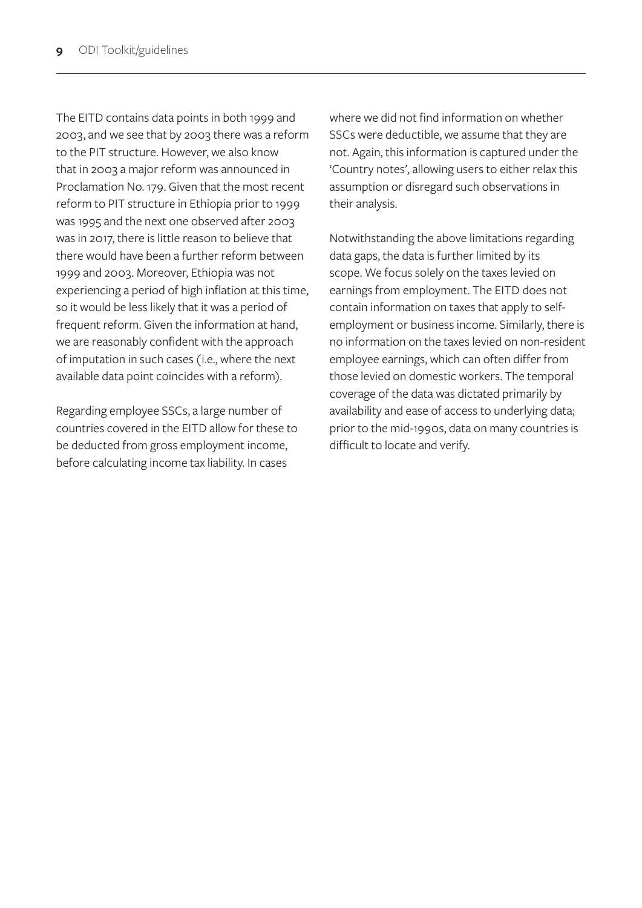The EITD contains data points in both 1999 and 2003, and we see that by 2003 there was a reform to the PIT structure. However, we also know that in 2003 a major reform was announced in Proclamation No. 179. Given that the most recent reform to PIT structure in Ethiopia prior to 1999 was 1995 and the next one observed after 2003 was in 2017, there is little reason to believe that there would have been a further reform between 1999 and 2003. Moreover, Ethiopia was not experiencing a period of high inflation at this time, so it would be less likely that it was a period of frequent reform. Given the information at hand, we are reasonably confident with the approach of imputation in such cases (i.e., where the next available data point coincides with a reform).

Regarding employee SSCs, a large number of countries covered in the EITD allow for these to be deducted from gross employment income, before calculating income tax liability. In cases where we did not find information on whether SSCs were deductible, we assume that they are not. Again, this information is captured under the 'Country notes', allowing users to either relax this assumption or disregard such observations in their analysis.

Notwithstanding the above limitations regarding data gaps, the data is further limited by its scope. We focus solely on the taxes levied on earnings from employment. The EITD does not contain information on taxes that apply to self-employment or business income. Similarly, there is no information on the taxes levied on non-resident employee earnings, which can often differ from those levied on domestic workers. The temporal coverage of the data was dictated primarily by availability and ease of access to underlying data; prior to the mid-1990s, data on many countries is difficult to locate and verify.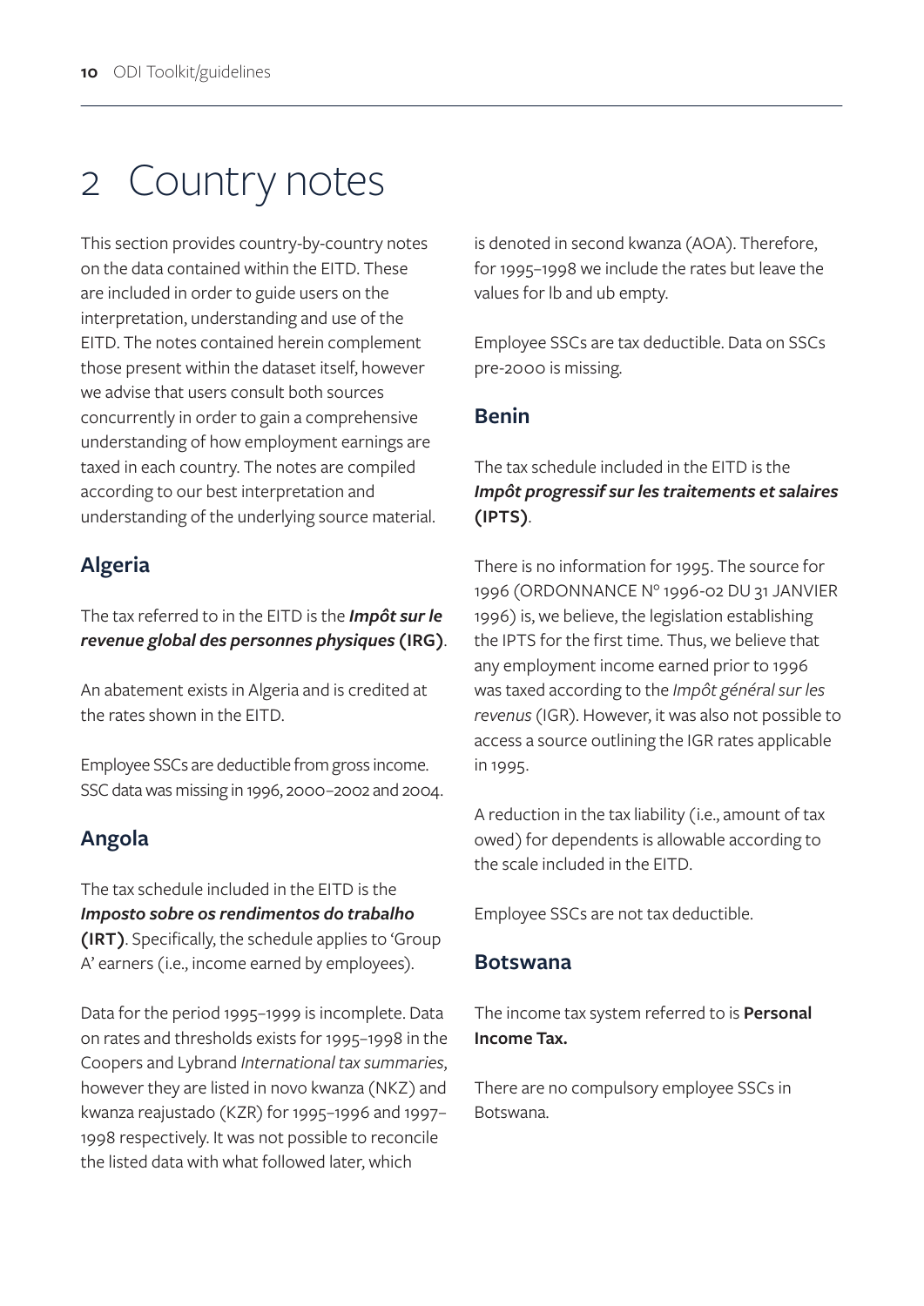# 2 Country notes

This section provides country-by-country notes on the data contained within the EITD. These are included in order to guide users on the interpretation, understanding and use of the EITD. The notes contained herein complement those present within the dataset itself, however we advise that users consult both sources concurrently in order to gain a comprehensive understanding of how employment earnings are taxed in each country. The notes are compiled according to our best interpretation and understanding of the underlying source material.

## Algeria

The tax referred to in the EITD is the ***Impôt sur le revenue global des personnes physiques* (IRG)**.

An abatement exists in Algeria and is credited at the rates shown in the EITD.

Employee SSCs are deductible from gross income. SSC data was missing in 1996, 2000–2002 and 2004.

## Angola

The tax schedule included in the EITD is the ***Imposto sobre os rendimentos do trabalho* (IRT)**. Specifically, the schedule applies to 'Group A' earners (i.e., income earned by employees).

Data for the period 1995–1999 is incomplete. Data on rates and thresholds exists for 1995–1998 in the Coopers and Lybrand *International tax summaries*, however they are listed in novo kwanza (NKZ) and kwanza reajustado (KZR) for 1995–1996 and 1997–1998 respectively. It was not possible to reconcile the listed data with what followed later, which is denoted in second kwanza (AOA). Therefore, for 1995–1998 we include the rates but leave the values for lb and ub empty.

Employee SSCs are tax deductible. Data on SSCs pre-2000 is missing.

## Benin

The tax schedule included in the EITD is the ***Impôt progressif sur les traitements et salaires* (IPTS)**.

There is no information for 1995. The source for 1996 (ORDONNANCE N° 1996-02 DU 31 JANVIER 1996) is, we believe, the legislation establishing the IPTS for the first time. Thus, we believe that any employment income earned prior to 1996 was taxed according to the *Impôt général sur les revenus* (IGR). However, it was also not possible to access a source outlining the IGR rates applicable in 1995.

A reduction in the tax liability (i.e., amount of tax owed) for dependents is allowable according to the scale included in the EITD.

Employee SSCs are not tax deductible.

## Botswana

The income tax system referred to is **Personal Income Tax.**

There are no compulsory employee SSCs in Botswana.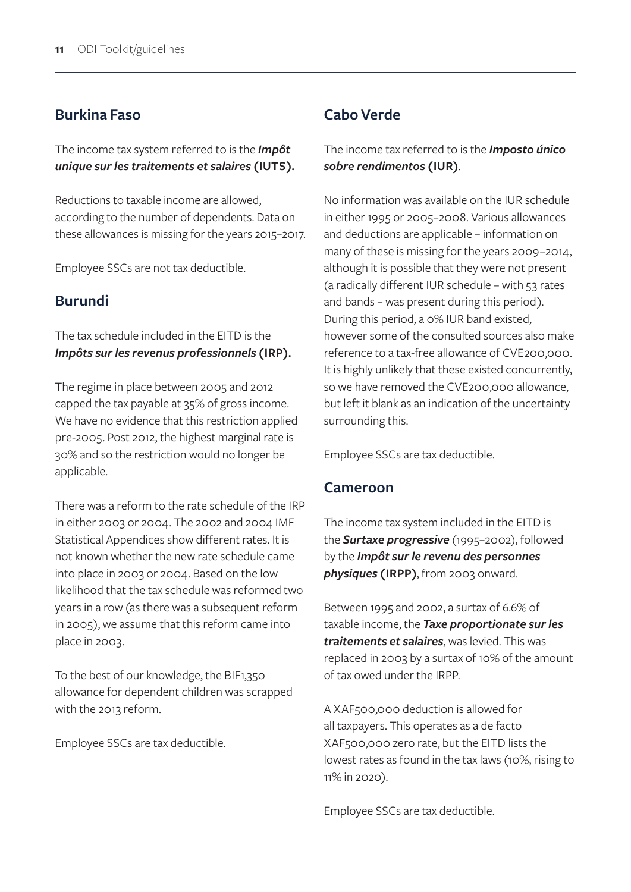## Burkina Faso

The income tax system referred to is the ***Impôt unique sur les traitements et salaires*** **(IUTS).**

Reductions to taxable income are allowed, according to the number of dependents. Data on these allowances is missing for the years 2015–2017.

Employee SSCs are not tax deductible.

## Burundi

The tax schedule included in the EITD is the ***Impôts sur les revenus professionnels*** **(IRP).**

The regime in place between 2005 and 2012 capped the tax payable at 35% of gross income. We have no evidence that this restriction applied pre-2005. Post 2012, the highest marginal rate is 30% and so the restriction would no longer be applicable.

There was a reform to the rate schedule of the IRP in either 2003 or 2004. The 2002 and 2004 IMF Statistical Appendices show different rates. It is not known whether the new rate schedule came into place in 2003 or 2004. Based on the low likelihood that the tax schedule was reformed two years in a row (as there was a subsequent reform in 2005), we assume that this reform came into place in 2003.

To the best of our knowledge, the BIF1,350 allowance for dependent children was scrapped with the 2013 reform.

Employee SSCs are tax deductible.

## Cabo Verde

The income tax referred to is the ***Imposto único sobre rendimentos*** **(IUR)**.

No information was available on the IUR schedule in either 1995 or 2005–2008. Various allowances and deductions are applicable – information on many of these is missing for the years 2009–2014, although it is possible that they were not present (a radically different IUR schedule – with 53 rates and bands – was present during this period). During this period, a 0% IUR band existed, however some of the consulted sources also make reference to a tax-free allowance of CVE200,000. It is highly unlikely that these existed concurrently, so we have removed the CVE200,000 allowance, but left it blank as an indication of the uncertainty surrounding this.

Employee SSCs are tax deductible.

## Cameroon

The income tax system included in the EITD is the ***Surtaxe progressive*** (1995–2002), followed by the ***Impôt sur le revenu des personnes physiques*** **(IRPP)**, from 2003 onward.

Between 1995 and 2002, a surtax of 6.6% of taxable income, the ***Taxe proportionate sur les traitements et salaires***, was levied. This was replaced in 2003 by a surtax of 10% of the amount of tax owed under the IRPP.

A XAF500,000 deduction is allowed for all taxpayers. This operates as a de facto XAF500,000 zero rate, but the EITD lists the lowest rates as found in the tax laws (10%, rising to 11% in 2020).

Employee SSCs are tax deductible.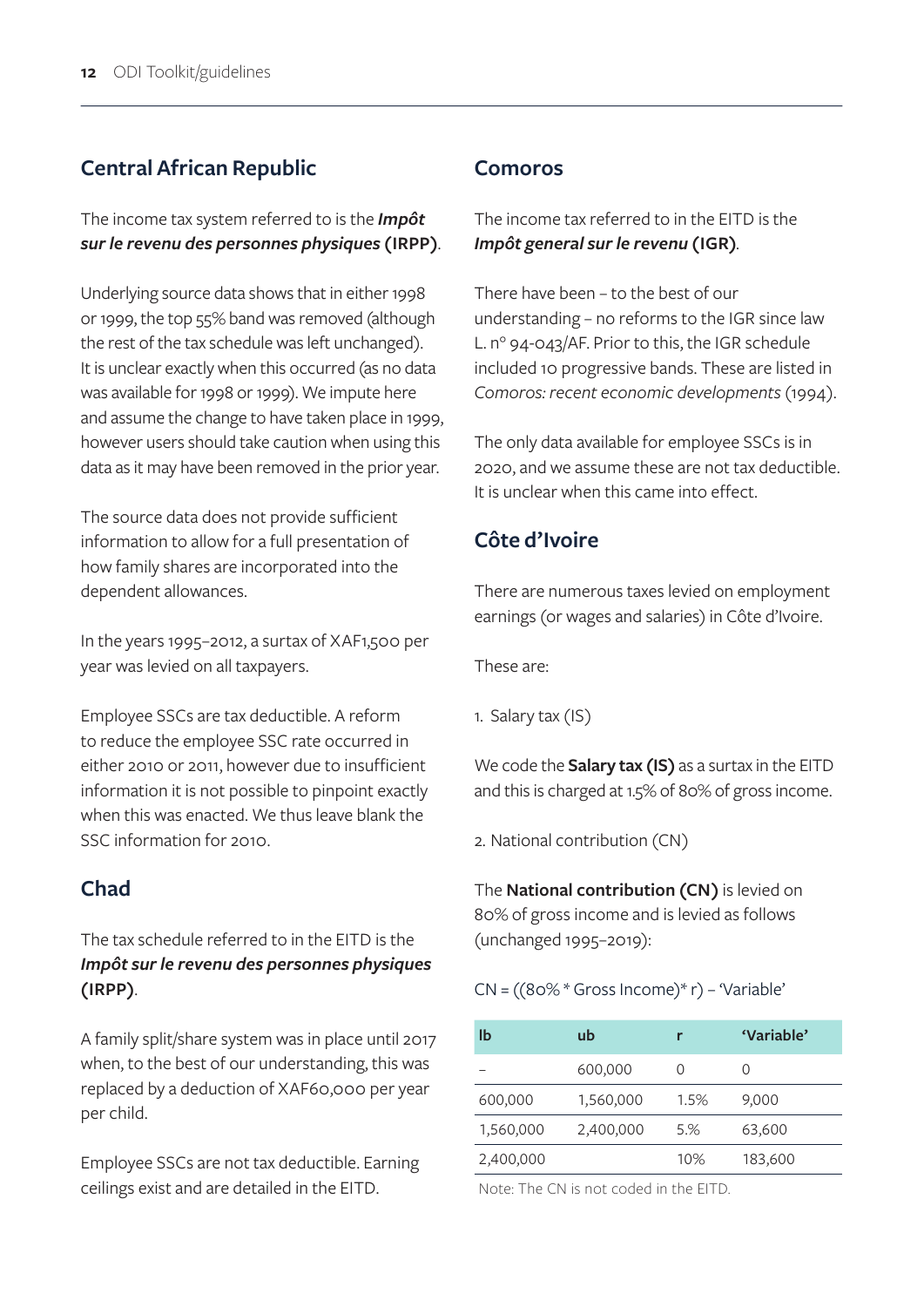## Central African Republic

The income tax system referred to is the ***Impôt sur le revenu des personnes physiques*** **(IRPP)**.

Underlying source data shows that in either 1998 or 1999, the top 55% band was removed (although the rest of the tax schedule was left unchanged). It is unclear exactly when this occurred (as no data was available for 1998 or 1999). We impute here and assume the change to have taken place in 1999, however users should take caution when using this data as it may have been removed in the prior year.

The source data does not provide sufficient information to allow for a full presentation of how family shares are incorporated into the dependent allowances.

In the years 1995–2012, a surtax of XAF1,500 per year was levied on all taxpayers.

Employee SSCs are tax deductible. A reform to reduce the employee SSC rate occurred in either 2010 or 2011, however due to insufficient information it is not possible to pinpoint exactly when this was enacted. We thus leave blank the SSC information for 2010.

## Chad

The tax schedule referred to in the EITD is the ***Impôt sur le revenu des personnes physiques*** **(IRPP)**.

A family split/share system was in place until 2017 when, to the best of our understanding, this was replaced by a deduction of XAF60,000 per year per child.

Employee SSCs are not tax deductible. Earning ceilings exist and are detailed in the EITD.

## Comoros

The income tax referred to in the EITD is the ***Impôt general sur le revenu*** **(IGR)**.

There have been – to the best of our understanding – no reforms to the IGR since law L. n° 94-043/AF. Prior to this, the IGR schedule included 10 progressive bands. These are listed in *Comoros: recent economic developments* (1994).

The only data available for employee SSCs is in 2020, and we assume these are not tax deductible. It is unclear when this came into effect.

## Côte d'Ivoire

There are numerous taxes levied on employment earnings (or wages and salaries) in Côte d'Ivoire.

These are:

1. Salary tax (IS)

We code the **Salary tax (IS)** as a surtax in the EITD and this is charged at 1.5% of 80% of gross income.

2. National contribution (CN)

The **National contribution (CN)** is levied on 80% of gross income and is levied as follows (unchanged 1995–2019):

CN = ((80% * Gross Income)* r) – 'Variable'

| lb | ub | r | 'Variable' |
|---|---|---|---|
| – | 600,000 | 0 | 0 |
| 600,000 | 1,560,000 | 1.5% | 9,000 |
| 1,560,000 | 2,400,000 | 5.% | 63,600 |
| 2,400,000 | | 10% | 183,600 |

Note: The CN is not coded in the EITD.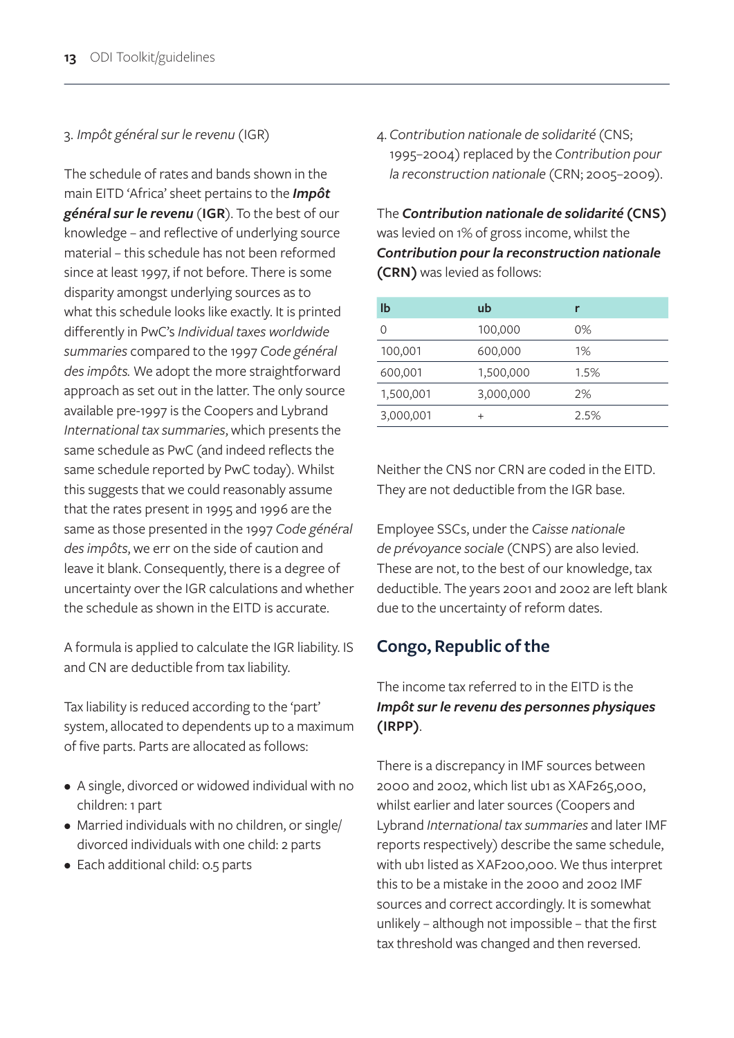3. *Impôt général sur le revenu* (IGR)

The schedule of rates and bands shown in the main EITD 'Africa' sheet pertains to the ***Impôt général sur le revenu*** (**IGR**). To the best of our knowledge – and reflective of underlying source material – this schedule has not been reformed since at least 1997, if not before. There is some disparity amongst underlying sources as to what this schedule looks like exactly. It is printed differently in PwC's *Individual taxes worldwide summaries* compared to the 1997 *Code général des impôts.* We adopt the more straightforward approach as set out in the latter. The only source available pre-1997 is the Coopers and Lybrand *International tax summaries*, which presents the same schedule as PwC (and indeed reflects the same schedule reported by PwC today). Whilst this suggests that we could reasonably assume that the rates present in 1995 and 1996 are the same as those presented in the 1997 *Code général des impôts*, we err on the side of caution and leave it blank. Consequently, there is a degree of uncertainty over the IGR calculations and whether the schedule as shown in the EITD is accurate.

A formula is applied to calculate the IGR liability. IS and CN are deductible from tax liability.

Tax liability is reduced according to the 'part' system, allocated to dependents up to a maximum of five parts. Parts are allocated as follows:

- A single, divorced or widowed individual with no children: 1 part
- Married individuals with no children, or single/divorced individuals with one child: 2 parts
- Each additional child: 0.5 parts

4. *Contribution nationale de solidarité* (CNS; 1995–2004) replaced by the *Contribution pour la reconstruction nationale* (CRN; 2005–2009).

The ***Contribution nationale de solidarité*** **(CNS)** was levied on 1% of gross income, whilst the ***Contribution pour la reconstruction nationale*** **(CRN)** was levied as follows:

| lb | ub | r |
|---|---|---|
| 0 | 100,000 | 0% |
| 100,001 | 600,000 | 1% |
| 600,001 | 1,500,000 | 1.5% |
| 1,500,001 | 3,000,000 | 2% |
| 3,000,001 | + | 2.5% |

Neither the CNS nor CRN are coded in the EITD. They are not deductible from the IGR base.

Employee SSCs, under the *Caisse nationale de prévoyance sociale* (CNPS) are also levied. These are not, to the best of our knowledge, tax deductible. The years 2001 and 2002 are left blank due to the uncertainty of reform dates.

## Congo, Republic of the

The income tax referred to in the EITD is the ***Impôt sur le revenu des personnes physiques*** **(IRPP)**.

There is a discrepancy in IMF sources between 2000 and 2002, which list ub1 as XAF265,000, whilst earlier and later sources (Coopers and Lybrand *International tax summaries* and later IMF reports respectively) describe the same schedule, with ub1 listed as XAF200,000. We thus interpret this to be a mistake in the 2000 and 2002 IMF sources and correct accordingly. It is somewhat unlikely – although not impossible – that the first tax threshold was changed and then reversed.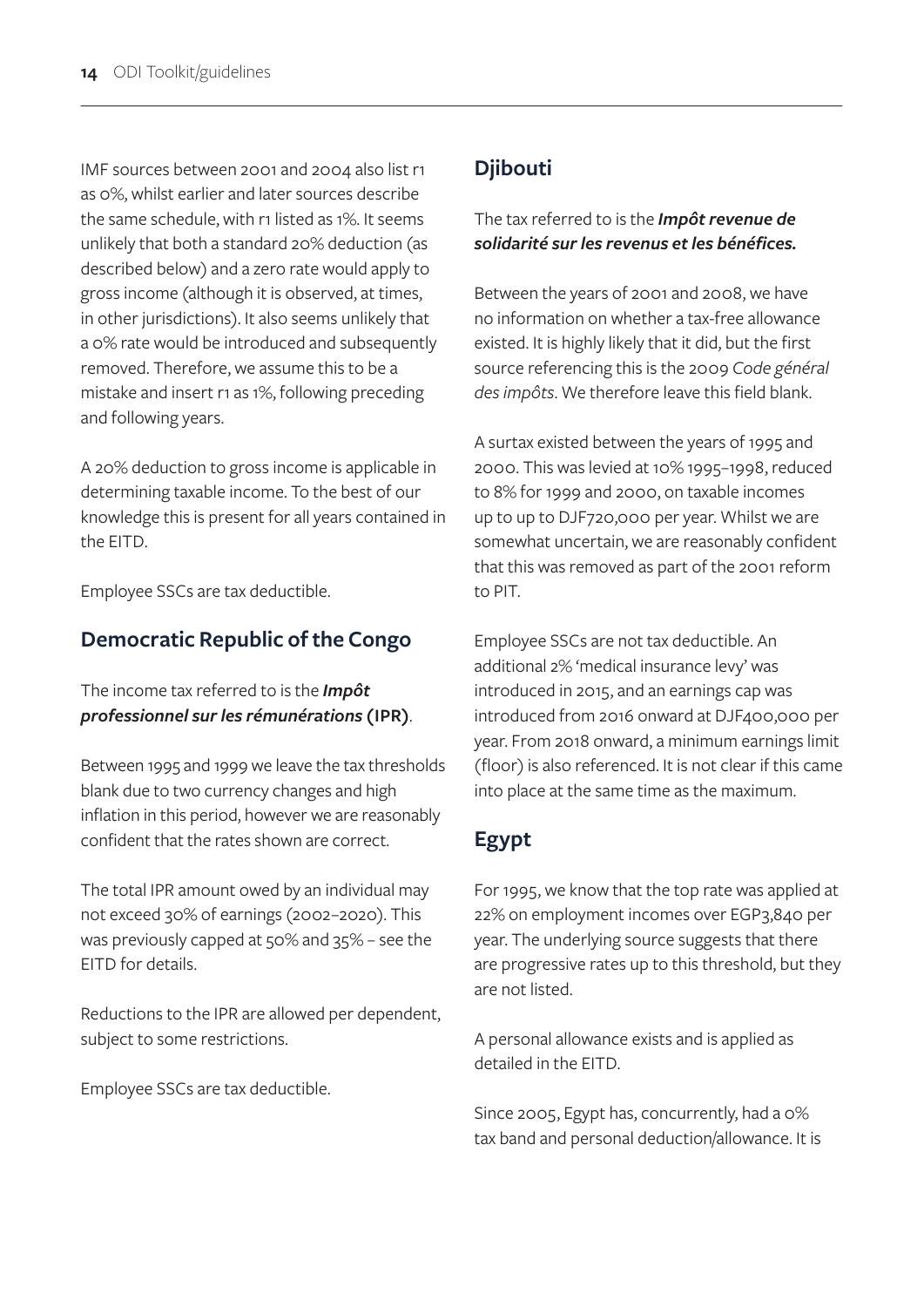IMF sources between 2001 and 2004 also list r1 as 0%, whilst earlier and later sources describe the same schedule, with r1 listed as 1%. It seems unlikely that both a standard 20% deduction (as described below) and a zero rate would apply to gross income (although it is observed, at times, in other jurisdictions). It also seems unlikely that a 0% rate would be introduced and subsequently removed. Therefore, we assume this to be a mistake and insert r1 as 1%, following preceding and following years.

A 20% deduction to gross income is applicable in determining taxable income. To the best of our knowledge this is present for all years contained in the EITD.

Employee SSCs are tax deductible.

## Democratic Republic of the Congo

The income tax referred to is the ***Impôt professionnel sur les rémunérations* (IPR)**.

Between 1995 and 1999 we leave the tax thresholds blank due to two currency changes and high inflation in this period, however we are reasonably confident that the rates shown are correct.

The total IPR amount owed by an individual may not exceed 30% of earnings (2002–2020). This was previously capped at 50% and 35% – see the EITD for details.

Reductions to the IPR are allowed per dependent, subject to some restrictions.

Employee SSCs are tax deductible.

## Djibouti

The tax referred to is the ***Impôt revenue de solidarité sur les revenus et les bénéfices.***

Between the years of 2001 and 2008, we have no information on whether a tax-free allowance existed. It is highly likely that it did, but the first source referencing this is the 2009 *Code général des impôts*. We therefore leave this field blank.

A surtax existed between the years of 1995 and 2000. This was levied at 10% 1995–1998, reduced to 8% for 1999 and 2000, on taxable incomes up to up to DJF720,000 per year. Whilst we are somewhat uncertain, we are reasonably confident that this was removed as part of the 2001 reform to PIT.

Employee SSCs are not tax deductible. An additional 2% 'medical insurance levy' was introduced in 2015, and an earnings cap was introduced from 2016 onward at DJF400,000 per year. From 2018 onward, a minimum earnings limit (floor) is also referenced. It is not clear if this came into place at the same time as the maximum.

## Egypt

For 1995, we know that the top rate was applied at 22% on employment incomes over EGP3,840 per year. The underlying source suggests that there are progressive rates up to this threshold, but they are not listed.

A personal allowance exists and is applied as detailed in the EITD.

Since 2005, Egypt has, concurrently, had a 0% tax band and personal deduction/allowance. It is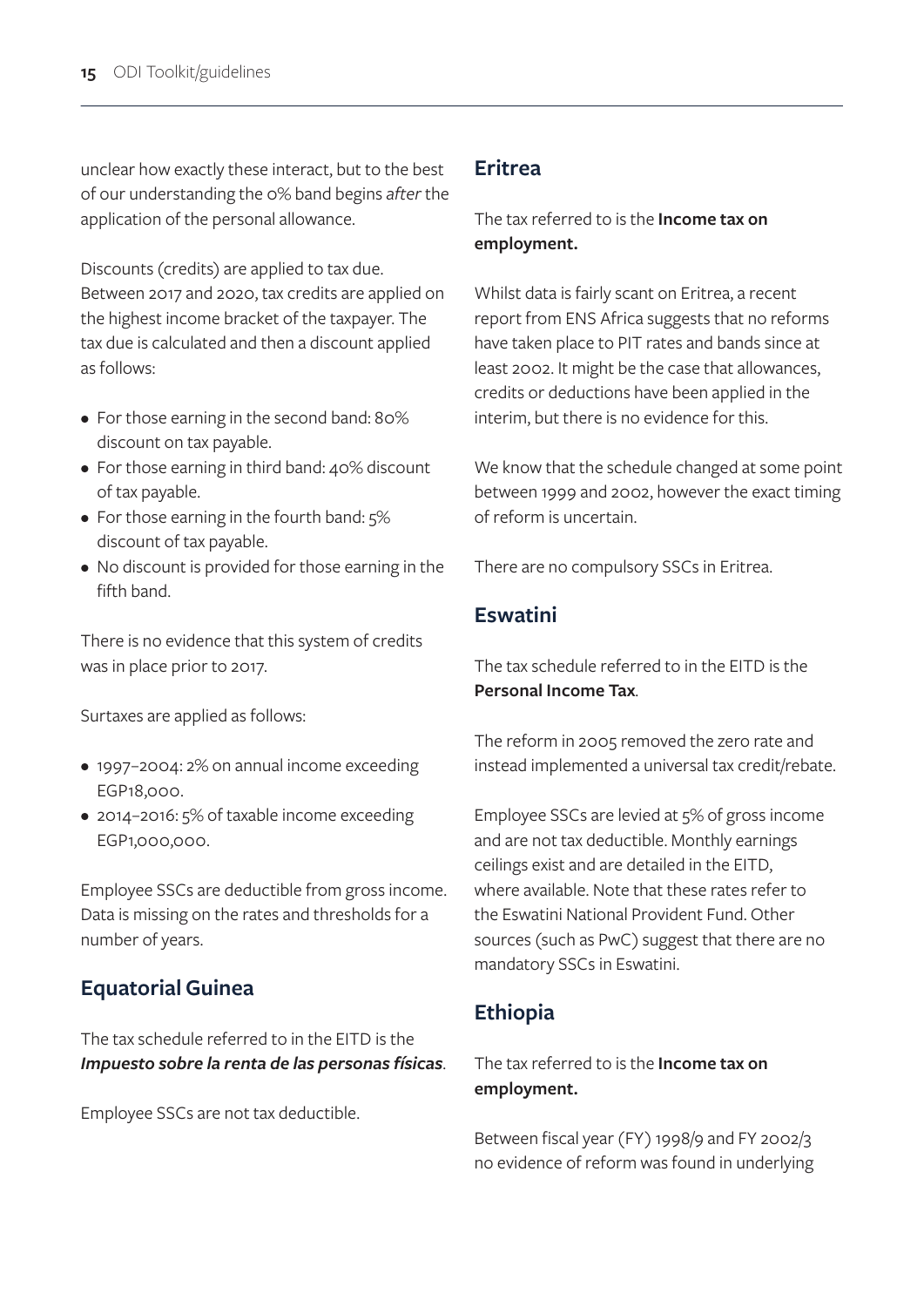unclear how exactly these interact, but to the best of our understanding the 0% band begins *after* the application of the personal allowance.

Discounts (credits) are applied to tax due. Between 2017 and 2020, tax credits are applied on the highest income bracket of the taxpayer. The tax due is calculated and then a discount applied as follows:

- For those earning in the second band: 80% discount on tax payable.
- For those earning in third band: 40% discount of tax payable.
- For those earning in the fourth band: 5% discount of tax payable.
- No discount is provided for those earning in the fifth band.

There is no evidence that this system of credits was in place prior to 2017.

Surtaxes are applied as follows:

- 1997–2004: 2% on annual income exceeding EGP18,000.
- 2014–2016: 5% of taxable income exceeding EGP1,000,000.

Employee SSCs are deductible from gross income. Data is missing on the rates and thresholds for a number of years.

## Equatorial Guinea

The tax schedule referred to in the EITD is the ***Impuesto sobre la renta de las personas físicas***.

Employee SSCs are not tax deductible.

## Eritrea

The tax referred to is the **Income tax on employment.**

Whilst data is fairly scant on Eritrea, a recent report from ENS Africa suggests that no reforms have taken place to PIT rates and bands since at least 2002. It might be the case that allowances, credits or deductions have been applied in the interim, but there is no evidence for this.

We know that the schedule changed at some point between 1999 and 2002, however the exact timing of reform is uncertain.

There are no compulsory SSCs in Eritrea.

## Eswatini

The tax schedule referred to in the EITD is the **Personal Income Tax**.

The reform in 2005 removed the zero rate and instead implemented a universal tax credit/rebate.

Employee SSCs are levied at 5% of gross income and are not tax deductible. Monthly earnings ceilings exist and are detailed in the EITD, where available. Note that these rates refer to the Eswatini National Provident Fund. Other sources (such as PwC) suggest that there are no mandatory SSCs in Eswatini.

## Ethiopia

The tax referred to is the **Income tax on employment.**

Between fiscal year (FY) 1998/9 and FY 2002/3 no evidence of reform was found in underlying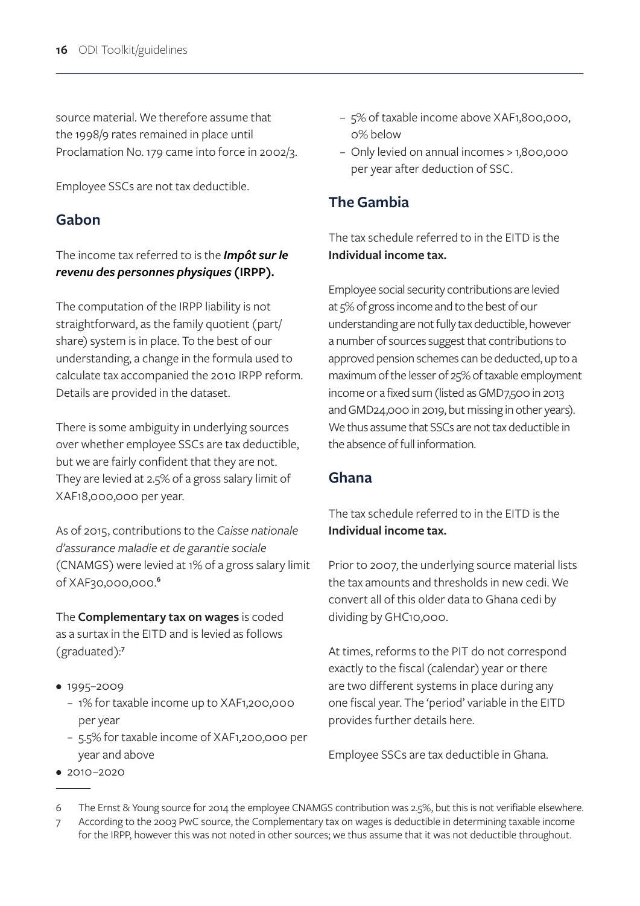source material. We therefore assume that the 1998/9 rates remained in place until Proclamation No. 179 came into force in 2002/3.

Employee SSCs are not tax deductible.

## Gabon

The income tax referred to is the ***Impôt sur le revenu des personnes physiques* (IRPP).**

The computation of the IRPP liability is not straightforward, as the family quotient (part/share) system is in place. To the best of our understanding, a change in the formula used to calculate tax accompanied the 2010 IRPP reform. Details are provided in the dataset.

There is some ambiguity in underlying sources over whether employee SSCs are tax deductible, but we are fairly confident that they are not. They are levied at 2.5% of a gross salary limit of XAF18,000,000 per year.

As of 2015, contributions to the *Caisse nationale d'assurance maladie et de garantie sociale* (CNAMGS) were levied at 1% of a gross salary limit of XAF30,000,000.[6]

The **Complementary tax on wages** is coded as a surtax in the EITD and is levied as follows (graduated):[7]

- 1995–2009
  - 1% for taxable income up to XAF1,200,000 per year
  - 5.5% for taxable income of XAF1,200,000 per year and above
- 2010–2020
  - 5% of taxable income above XAF1,800,000, 0% below
  - Only levied on annual incomes > 1,800,000 per year after deduction of SSC.

## The Gambia

The tax schedule referred to in the EITD is the **Individual income tax.**

Employee social security contributions are levied at 5% of gross income and to the best of our understanding are not fully tax deductible, however a number of sources suggest that contributions to approved pension schemes can be deducted, up to a maximum of the lesser of 25% of taxable employment income or a fixed sum (listed as GMD7,500 in 2013 and GMD24,000 in 2019, but missing in other years). We thus assume that SSCs are not tax deductible in the absence of full information.

## Ghana

The tax schedule referred to in the EITD is the **Individual income tax.**

Prior to 2007, the underlying source material lists the tax amounts and thresholds in new cedi. We convert all of this older data to Ghana cedi by dividing by GHC10,000.

At times, reforms to the PIT do not correspond exactly to the fiscal (calendar) year or there are two different systems in place during any one fiscal year. The 'period' variable in the EITD provides further details here.

Employee SSCs are tax deductible in Ghana.

---

6 The Ernst & Young source for 2014 the employee CNAMGS contribution was 2.5%, but this is not verifiable elsewhere.

7 According to the 2003 PwC source, the Complementary tax on wages is deductible in determining taxable income for the IRPP, however this was not noted in other sources; we thus assume that it was not deductible throughout.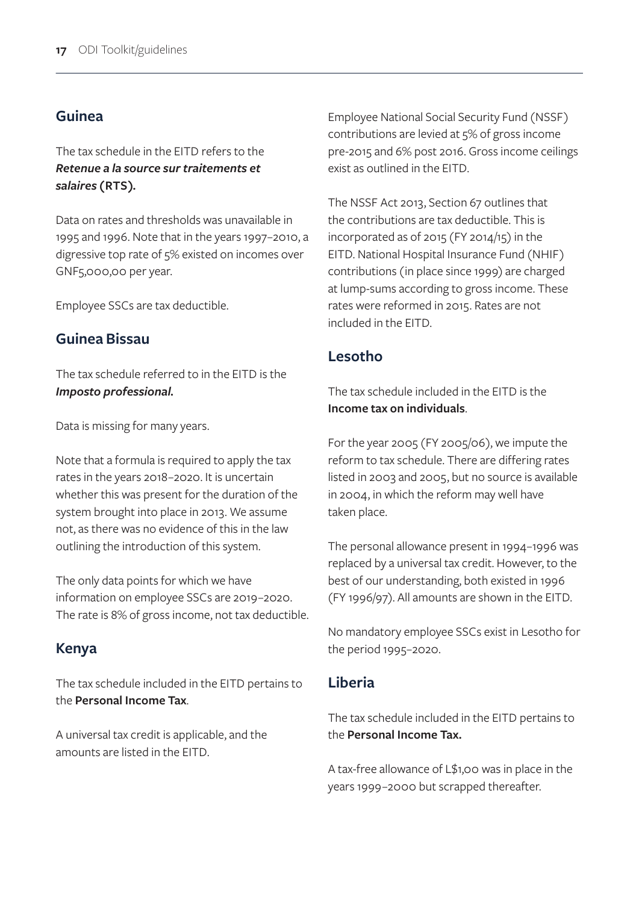## Guinea

The tax schedule in the EITD refers to the ***Retenue a la source sur traitements et salaires* (RTS).**

Data on rates and thresholds was unavailable in 1995 and 1996. Note that in the years 1997–2010, a digressive top rate of 5% existed on incomes over GNF5,000,00 per year.

Employee SSCs are tax deductible.

## Guinea Bissau

The tax schedule referred to in the EITD is the ***Imposto professional.***

Data is missing for many years.

Note that a formula is required to apply the tax rates in the years 2018–2020. It is uncertain whether this was present for the duration of the system brought into place in 2013. We assume not, as there was no evidence of this in the law outlining the introduction of this system.

The only data points for which we have information on employee SSCs are 2019–2020. The rate is 8% of gross income, not tax deductible.

## Kenya

The tax schedule included in the EITD pertains to the **Personal Income Tax**.

A universal tax credit is applicable, and the amounts are listed in the EITD.

Employee National Social Security Fund (NSSF) contributions are levied at 5% of gross income pre-2015 and 6% post 2016. Gross income ceilings exist as outlined in the EITD.

The NSSF Act 2013, Section 67 outlines that the contributions are tax deductible. This is incorporated as of 2015 (FY 2014/15) in the EITD. National Hospital Insurance Fund (NHIF) contributions (in place since 1999) are charged at lump-sums according to gross income. These rates were reformed in 2015. Rates are not included in the EITD.

## Lesotho

The tax schedule included in the EITD is the **Income tax on individuals**.

For the year 2005 (FY 2005/06), we impute the reform to tax schedule. There are differing rates listed in 2003 and 2005, but no source is available in 2004, in which the reform may well have taken place.

The personal allowance present in 1994–1996 was replaced by a universal tax credit. However, to the best of our understanding, both existed in 1996 (FY 1996/97). All amounts are shown in the EITD.

No mandatory employee SSCs exist in Lesotho for the period 1995–2020.

## Liberia

The tax schedule included in the EITD pertains to the **Personal Income Tax.**

A tax-free allowance of L$1,00 was in place in the years 1999–2000 but scrapped thereafter.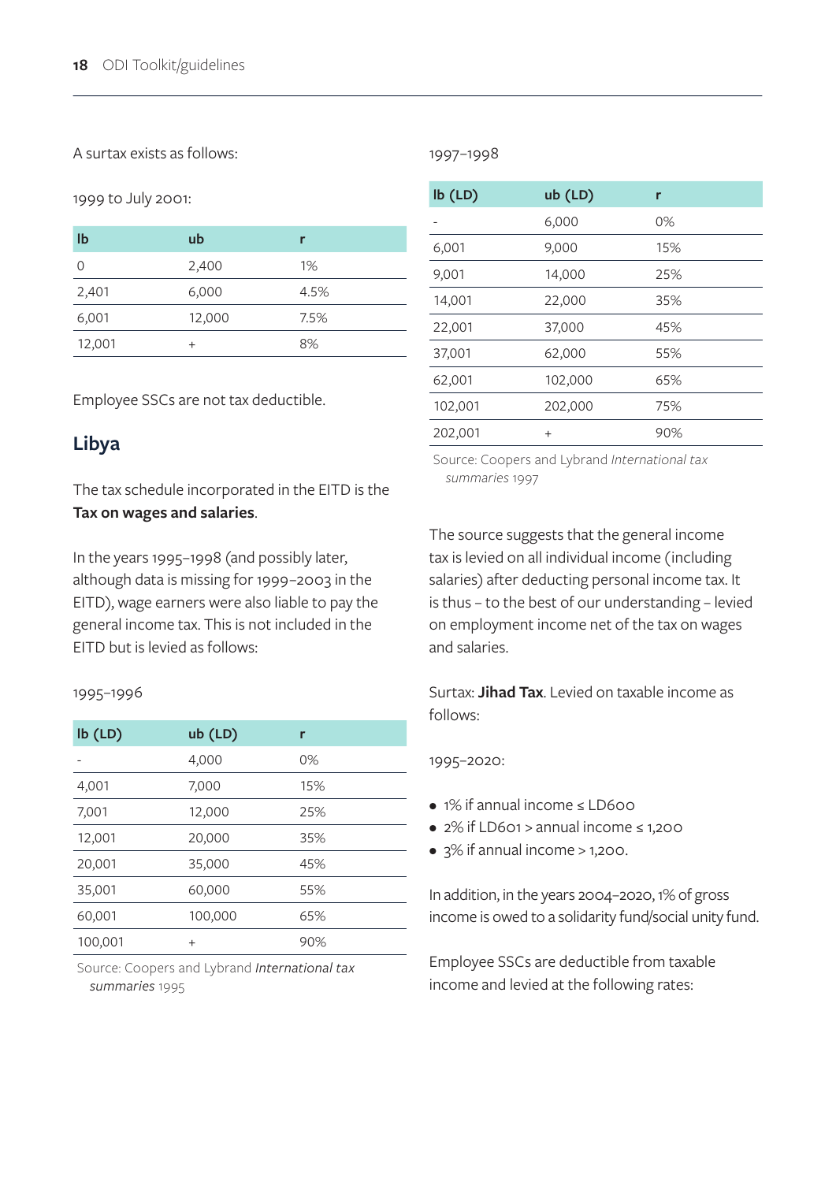A surtax exists as follows:

1999 to July 2001:

| lb | ub | r |
|---|---|---|
| 0 | 2,400 | 1% |
| 2,401 | 6,000 | 4.5% |
| 6,001 | 12,000 | 7.5% |
| 12,001 | + | 8% |

Employee SSCs are not tax deductible.

## Libya

The tax schedule incorporated in the EITD is the **Tax on wages and salaries**.

In the years 1995–1998 (and possibly later, although data is missing for 1999–2003 in the EITD), wage earners were also liable to pay the general income tax. This is not included in the EITD but is levied as follows:

1995–1996

| lb (LD) | ub (LD) | r |
|---|---|---|
| - | 4,000 | 0% |
| 4,001 | 7,000 | 15% |
| 7,001 | 12,000 | 25% |
| 12,001 | 20,000 | 35% |
| 20,001 | 35,000 | 45% |
| 35,001 | 60,000 | 55% |
| 60,001 | 100,000 | 65% |
| 100,001 | + | 90% |

Source: Coopers and Lybrand *International tax summaries* 1995

1997–1998

| lb (LD) | ub (LD) | r |
|---|---|---|
| - | 6,000 | 0% |
| 6,001 | 9,000 | 15% |
| 9,001 | 14,000 | 25% |
| 14,001 | 22,000 | 35% |
| 22,001 | 37,000 | 45% |
| 37,001 | 62,000 | 55% |
| 62,001 | 102,000 | 65% |
| 102,001 | 202,000 | 75% |
| 202,001 | + | 90% |

Source: Coopers and Lybrand *International tax summaries* 1997

The source suggests that the general income tax is levied on all individual income (including salaries) after deducting personal income tax. It is thus – to the best of our understanding – levied on employment income net of the tax on wages and salaries.

Surtax: **Jihad Tax**. Levied on taxable income as follows:

1995–2020:

- 1% if annual income ≤ LD600
- 2% if LD601 > annual income ≤ 1,200
- 3% if annual income > 1,200.

In addition, in the years 2004–2020, 1% of gross income is owed to a solidarity fund/social unity fund.

Employee SSCs are deductible from taxable income and levied at the following rates: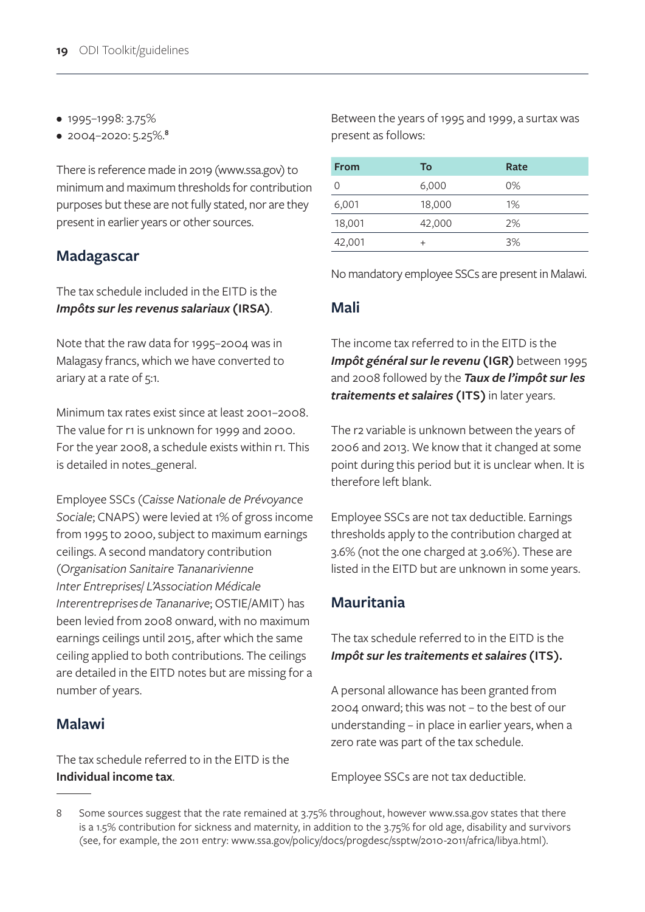- 1995–1998: 3.75%
- 2004–2020: 5.25%.[8]

There is reference made in 2019 (www.ssa.gov) to minimum and maximum thresholds for contribution purposes but these are not fully stated, nor are they present in earlier years or other sources.

## Madagascar

The tax schedule included in the EITD is the ***Impôts sur les revenus salariaux*** **(IRSA)**.

Note that the raw data for 1995–2004 was in Malagasy francs, which we have converted to ariary at a rate of 5:1.

Minimum tax rates exist since at least 2001–2008. The value for r1 is unknown for 1999 and 2000. For the year 2008, a schedule exists within r1. This is detailed in notes_general.

Employee SSCs (*Caisse Nationale de Prévoyance Sociale*; CNAPS) were levied at 1% of gross income from 1995 to 2000, subject to maximum earnings ceilings. A second mandatory contribution (*Organisation Sanitaire Tananarivienne Inter Entreprises/ L'Association Médicale Interentreprises de Tananarive*; OSTIE/AMIT) has been levied from 2008 onward, with no maximum earnings ceilings until 2015, after which the same ceiling applied to both contributions. The ceilings are detailed in the EITD notes but are missing for a number of years.

## Malawi

The tax schedule referred to in the EITD is the **Individual income tax**.

Between the years of 1995 and 1999, a surtax was present as follows:

| From | To | Rate |
|---|---|---|
| 0 | 6,000 | 0% |
| 6,001 | 18,000 | 1% |
| 18,001 | 42,000 | 2% |
| 42,001 | + | 3% |

No mandatory employee SSCs are present in Malawi.

## Mali

The income tax referred to in the EITD is the ***Impôt général sur le revenu*** **(IGR)** between 1995 and 2008 followed by the ***Taux de l'impôt sur les traitements et salaires*** **(ITS)** in later years.

The r2 variable is unknown between the years of 2006 and 2013. We know that it changed at some point during this period but it is unclear when. It is therefore left blank.

Employee SSCs are not tax deductible. Earnings thresholds apply to the contribution charged at 3.6% (not the one charged at 3.06%). These are listed in the EITD but are unknown in some years.

## Mauritania

The tax schedule referred to in the EITD is the ***Impôt sur les traitements et salaires*** **(ITS).**

A personal allowance has been granted from 2004 onward; this was not – to the best of our understanding – in place in earlier years, when a zero rate was part of the tax schedule.

Employee SSCs are not tax deductible.

---

8 Some sources suggest that the rate remained at 3.75% throughout, however www.ssa.gov states that there is a 1.5% contribution for sickness and maternity, in addition to the 3.75% for old age, disability and survivors (see, for example, the 2011 entry: www.ssa.gov/policy/docs/progdesc/ssptw/2010-2011/africa/libya.html).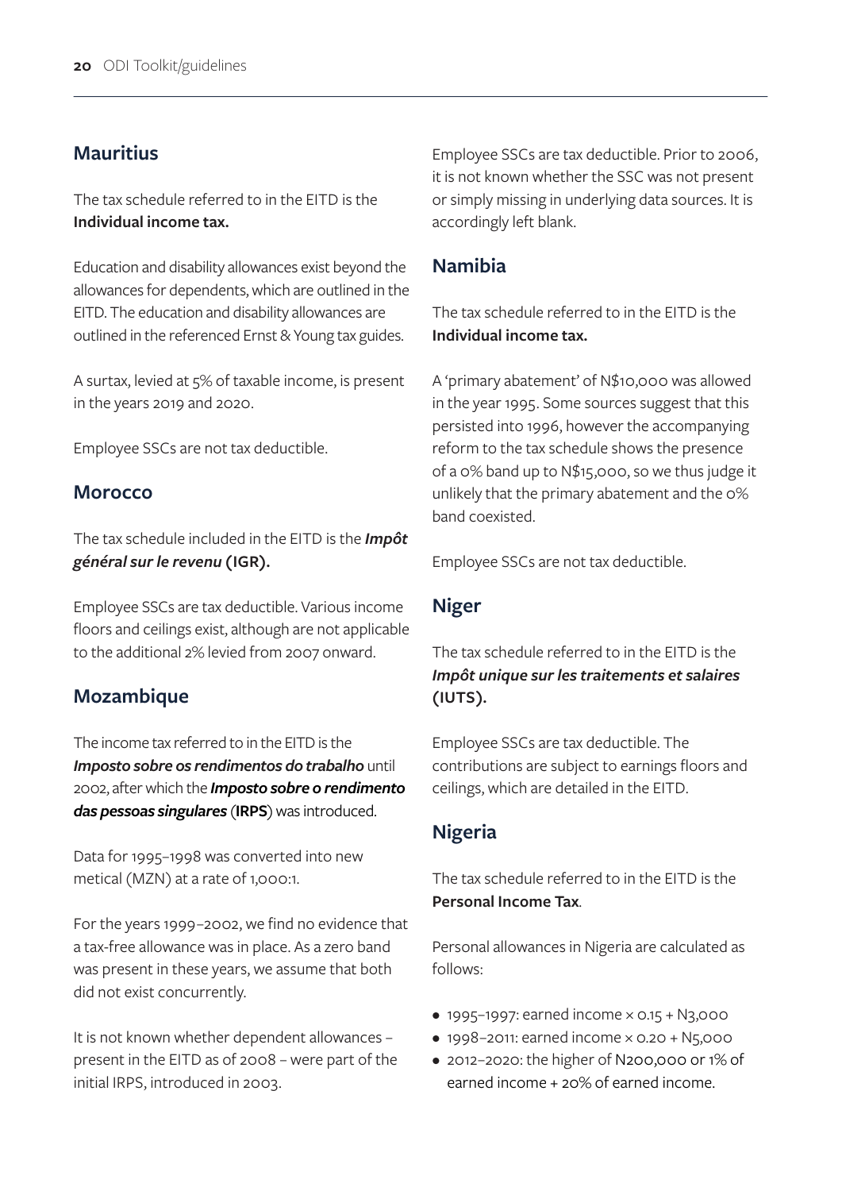## Mauritius

The tax schedule referred to in the EITD is the **Individual income tax.**

Education and disability allowances exist beyond the allowances for dependents, which are outlined in the EITD. The education and disability allowances are outlined in the referenced Ernst & Young tax guides.

A surtax, levied at 5% of taxable income, is present in the years 2019 and 2020.

Employee SSCs are not tax deductible.

## Morocco

The tax schedule included in the EITD is the ***Impôt général sur le revenu*** **(IGR).**

Employee SSCs are tax deductible. Various income floors and ceilings exist, although are not applicable to the additional 2% levied from 2007 onward.

## Mozambique

The income tax referred to in the EITD is the ***Imposto sobre os rendimentos do trabalho*** until 2002, after which the ***Imposto sobre o rendimento das pessoas singulares*** (**IRPS**) was introduced.

Data for 1995–1998 was converted into new metical (MZN) at a rate of 1,000:1.

For the years 1999–2002, we find no evidence that a tax-free allowance was in place. As a zero band was present in these years, we assume that both did not exist concurrently.

It is not known whether dependent allowances – present in the EITD as of 2008 – were part of the initial IRPS, introduced in 2003.

Employee SSCs are tax deductible. Prior to 2006, it is not known whether the SSC was not present or simply missing in underlying data sources. It is accordingly left blank.

## Namibia

The tax schedule referred to in the EITD is the **Individual income tax.**

A 'primary abatement' of N$10,000 was allowed in the year 1995. Some sources suggest that this persisted into 1996, however the accompanying reform to the tax schedule shows the presence of a 0% band up to N$15,000, so we thus judge it unlikely that the primary abatement and the 0% band coexisted.

Employee SSCs are not tax deductible.

## Niger

The tax schedule referred to in the EITD is the ***Impôt unique sur les traitements et salaires*** **(IUTS).**

Employee SSCs are tax deductible. The contributions are subject to earnings floors and ceilings, which are detailed in the EITD.

## Nigeria

The tax schedule referred to in the EITD is the **Personal Income Tax**.

Personal allowances in Nigeria are calculated as follows:

- 1995–1997: earned income × 0.15 + N3,000
- 1998–2011: earned income × 0.20 + N5,000
- 2012–2020: the higher of N200,000 or 1% of earned income + 20% of earned income.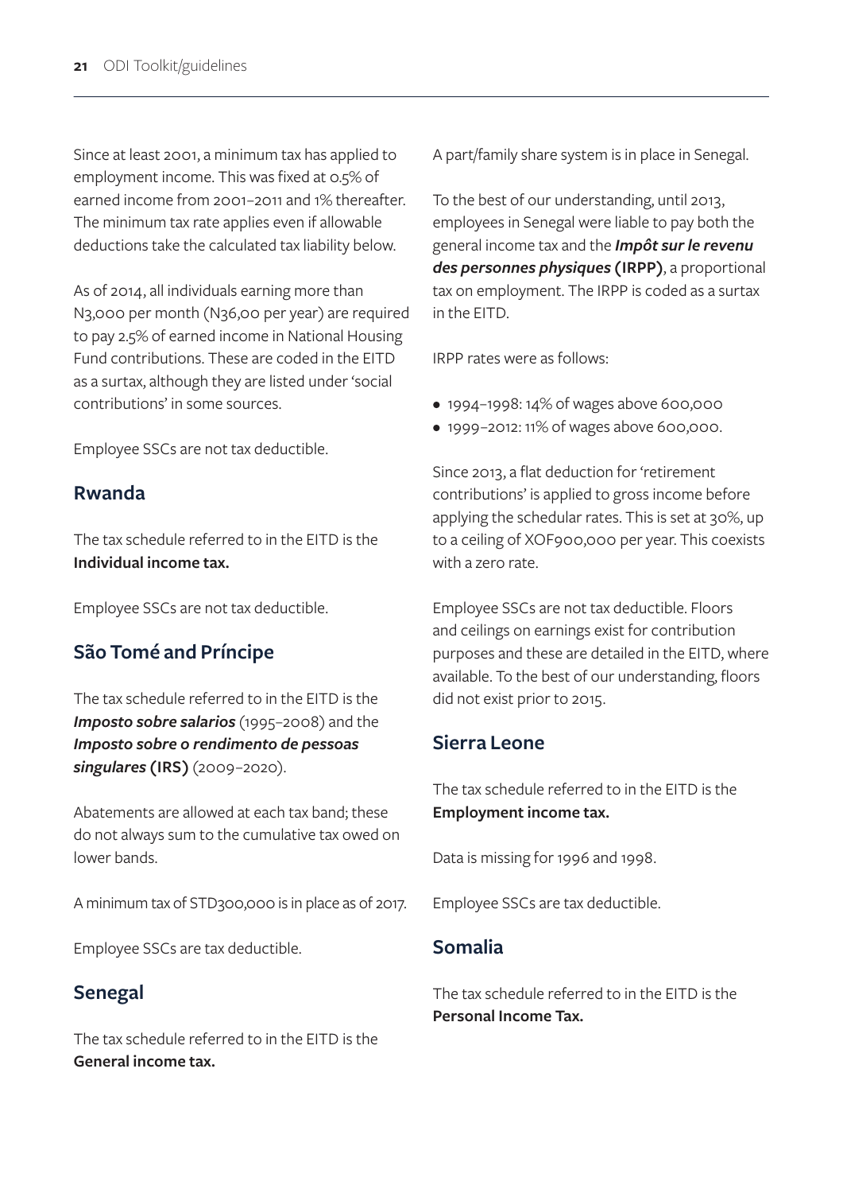Since at least 2001, a minimum tax has applied to employment income. This was fixed at 0.5% of earned income from 2001–2011 and 1% thereafter. The minimum tax rate applies even if allowable deductions take the calculated tax liability below.

As of 2014, all individuals earning more than N3,000 per month (N36,00 per year) are required to pay 2.5% of earned income in National Housing Fund contributions. These are coded in the EITD as a surtax, although they are listed under 'social contributions' in some sources.

Employee SSCs are not tax deductible.

## Rwanda

The tax schedule referred to in the EITD is the **Individual income tax.**

Employee SSCs are not tax deductible.

## São Tomé and Príncipe

The tax schedule referred to in the EITD is the ***Imposto sobre salarios*** (1995–2008) and the ***Imposto sobre o rendimento de pessoas singulares*** **(IRS)** (2009–2020).

Abatements are allowed at each tax band; these do not always sum to the cumulative tax owed on lower bands.

A minimum tax of STD300,000 is in place as of 2017.

Employee SSCs are tax deductible.

## Senegal

The tax schedule referred to in the EITD is the **General income tax.**

A part/family share system is in place in Senegal.

To the best of our understanding, until 2013, employees in Senegal were liable to pay both the general income tax and the ***Impôt sur le revenu des personnes physiques*** **(IRPP)**, a proportional tax on employment. The IRPP is coded as a surtax in the EITD.

IRPP rates were as follows:

- 1994–1998: 14% of wages above 600,000
- 1999–2012: 11% of wages above 600,000.

Since 2013, a flat deduction for 'retirement contributions' is applied to gross income before applying the schedular rates. This is set at 30%, up to a ceiling of XOF900,000 per year. This coexists with a zero rate.

Employee SSCs are not tax deductible. Floors and ceilings on earnings exist for contribution purposes and these are detailed in the EITD, where available. To the best of our understanding, floors did not exist prior to 2015.

## Sierra Leone

The tax schedule referred to in the EITD is the **Employment income tax.**

Data is missing for 1996 and 1998.

Employee SSCs are tax deductible.

## Somalia

The tax schedule referred to in the EITD is the **Personal Income Tax.**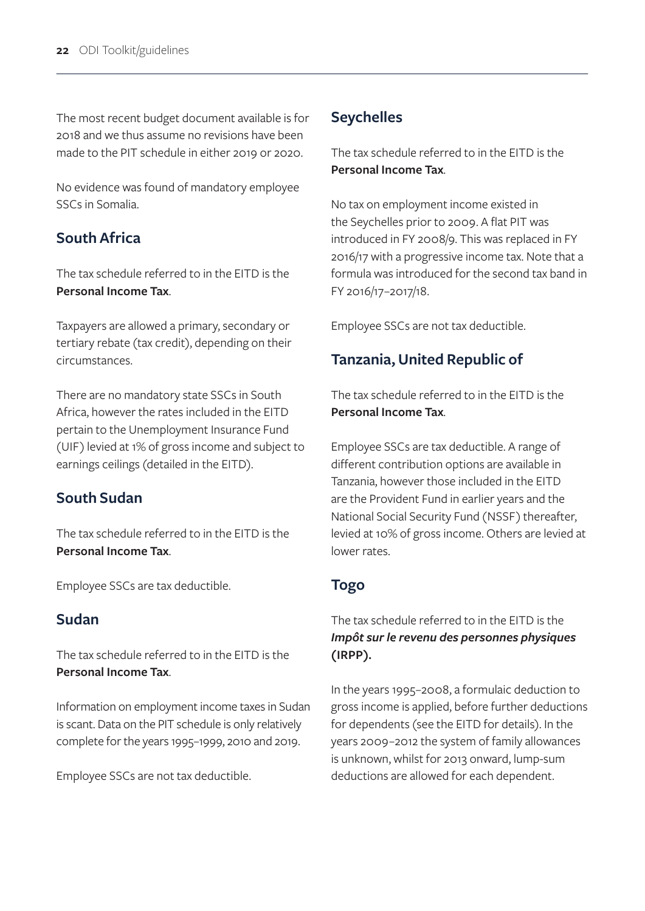The most recent budget document available is for 2018 and we thus assume no revisions have been made to the PIT schedule in either 2019 or 2020.

No evidence was found of mandatory employee SSCs in Somalia.

## South Africa

The tax schedule referred to in the EITD is the **Personal Income Tax**.

Taxpayers are allowed a primary, secondary or tertiary rebate (tax credit), depending on their circumstances.

There are no mandatory state SSCs in South Africa, however the rates included in the EITD pertain to the Unemployment Insurance Fund (UIF) levied at 1% of gross income and subject to earnings ceilings (detailed in the EITD).

## South Sudan

The tax schedule referred to in the EITD is the **Personal Income Tax**.

Employee SSCs are tax deductible.

## Sudan

The tax schedule referred to in the EITD is the **Personal Income Tax**.

Information on employment income taxes in Sudan is scant. Data on the PIT schedule is only relatively complete for the years 1995–1999, 2010 and 2019.

Employee SSCs are not tax deductible.

## Seychelles

The tax schedule referred to in the EITD is the **Personal Income Tax**.

No tax on employment income existed in the Seychelles prior to 2009. A flat PIT was introduced in FY 2008/9. This was replaced in FY 2016/17 with a progressive income tax. Note that a formula was introduced for the second tax band in FY 2016/17–2017/18.

Employee SSCs are not tax deductible.

## Tanzania, United Republic of

The tax schedule referred to in the EITD is the **Personal Income Tax**.

Employee SSCs are tax deductible. A range of different contribution options are available in Tanzania, however those included in the EITD are the Provident Fund in earlier years and the National Social Security Fund (NSSF) thereafter, levied at 10% of gross income. Others are levied at lower rates.

## Togo

The tax schedule referred to in the EITD is the ***Impôt sur le revenu des personnes physiques* (IRPP).**

In the years 1995–2008, a formulaic deduction to gross income is applied, before further deductions for dependents (see the EITD for details). In the years 2009–2012 the system of family allowances is unknown, whilst for 2013 onward, lump-sum deductions are allowed for each dependent.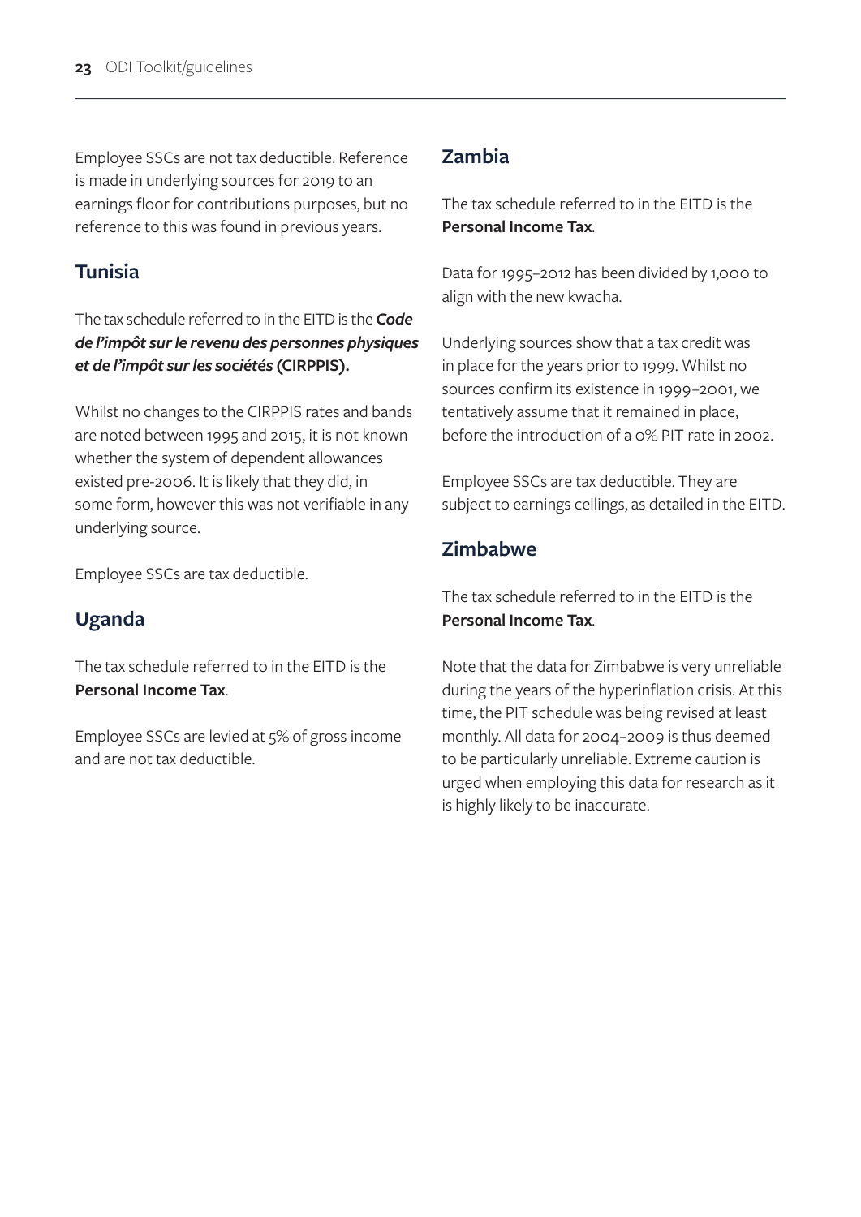Employee SSCs are not tax deductible. Reference is made in underlying sources for 2019 to an earnings floor for contributions purposes, but no reference to this was found in previous years.

## Tunisia

The tax schedule referred to in the EITD is the ***Code de l'impôt sur le revenu des personnes physiques et de l'impôt sur les sociétés* (CIRPPIS)**.

Whilst no changes to the CIRPPIS rates and bands are noted between 1995 and 2015, it is not known whether the system of dependent allowances existed pre-2006. It is likely that they did, in some form, however this was not verifiable in any underlying source.

Employee SSCs are tax deductible.

## Uganda

The tax schedule referred to in the EITD is the **Personal Income Tax**.

Employee SSCs are levied at 5% of gross income and are not tax deductible.

## Zambia

The tax schedule referred to in the EITD is the **Personal Income Tax**.

Data for 1995–2012 has been divided by 1,000 to align with the new kwacha.

Underlying sources show that a tax credit was in place for the years prior to 1999. Whilst no sources confirm its existence in 1999–2001, we tentatively assume that it remained in place, before the introduction of a 0% PIT rate in 2002.

Employee SSCs are tax deductible. They are subject to earnings ceilings, as detailed in the EITD.

## Zimbabwe

The tax schedule referred to in the EITD is the **Personal Income Tax**.

Note that the data for Zimbabwe is very unreliable during the years of the hyperinflation crisis. At this time, the PIT schedule was being revised at least monthly. All data for 2004–2009 is thus deemed to be particularly unreliable. Extreme caution is urged when employing this data for research as it is highly likely to be inaccurate.